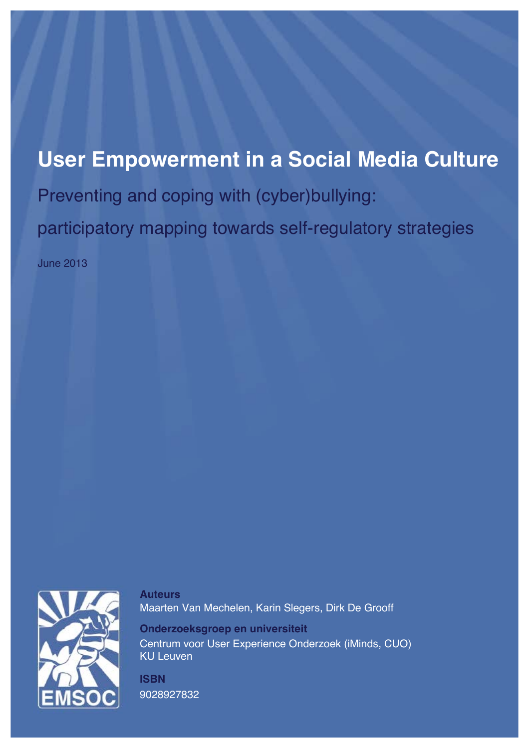# User Empowerment in a Social Media Culture

## Preventing and coping with (cyber)bullying: participatory mapping towards self-regulatory strategies

June 2013

**Auteurs**
Maarten Van Mechelen, Karin Slegers, Dirk De Grooff

**Onderzoeksgroep en universiteit**
Centrum voor User Experience Onderzoek (iMinds, CUO)
KU Leuven

**ISBN**
9028927832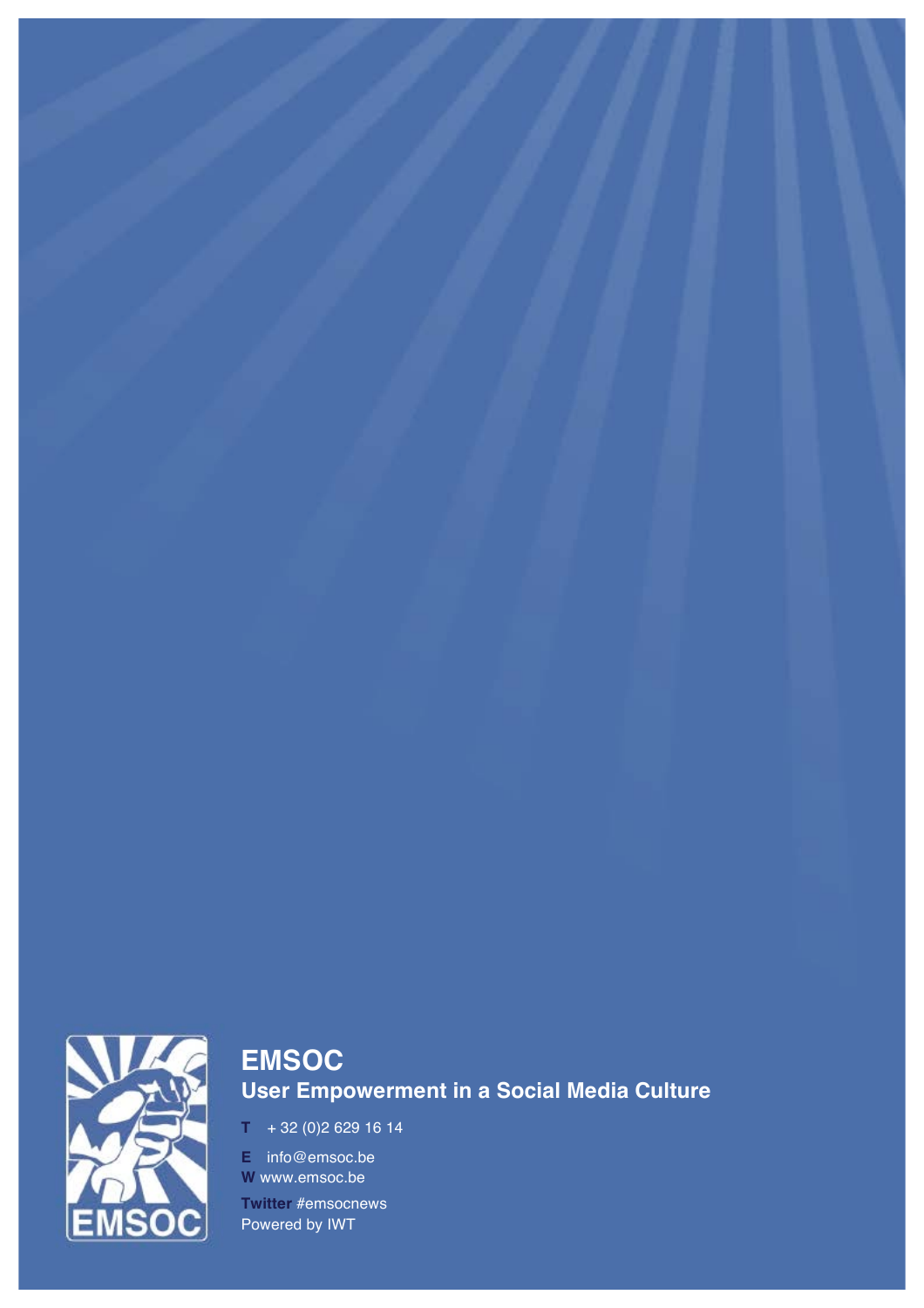**EMSOC**

**User Empowerment in a Social Media Culture**

**T** + 32 (0)2 629 16 14

**E** info@emsoc.be

**W** www.emsoc.be

**Twitter** #emsocnews

Powered by IWT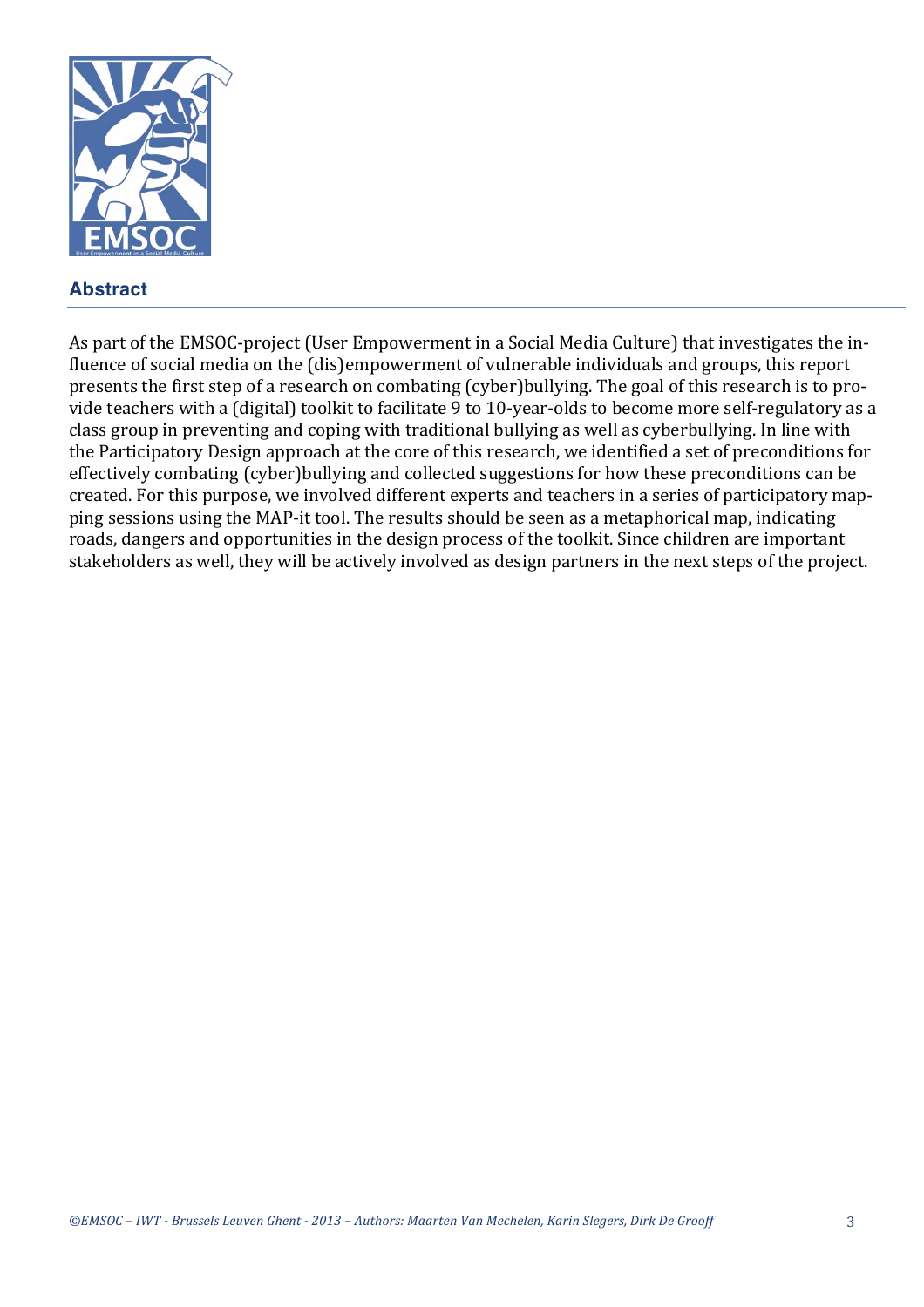## Abstract

As part of the EMSOC-project (User Empowerment in a Social Media Culture) that investigates the influence of social media on the (dis)empowerment of vulnerable individuals and groups, this report presents the first step of a research on combating (cyber)bullying. The goal of this research is to provide teachers with a (digital) toolkit to facilitate 9 to 10-year-olds to become more self-regulatory as a class group in preventing and coping with traditional bullying as well as cyberbullying. In line with the Participatory Design approach at the core of this research, we identified a set of preconditions for effectively combating (cyber)bullying and collected suggestions for how these preconditions can be created. For this purpose, we involved different experts and teachers in a series of participatory mapping sessions using the MAP-it tool. The results should be seen as a metaphorical map, indicating roads, dangers and opportunities in the design process of the toolkit. Since children are important stakeholders as well, they will be actively involved as design partners in the next steps of the project.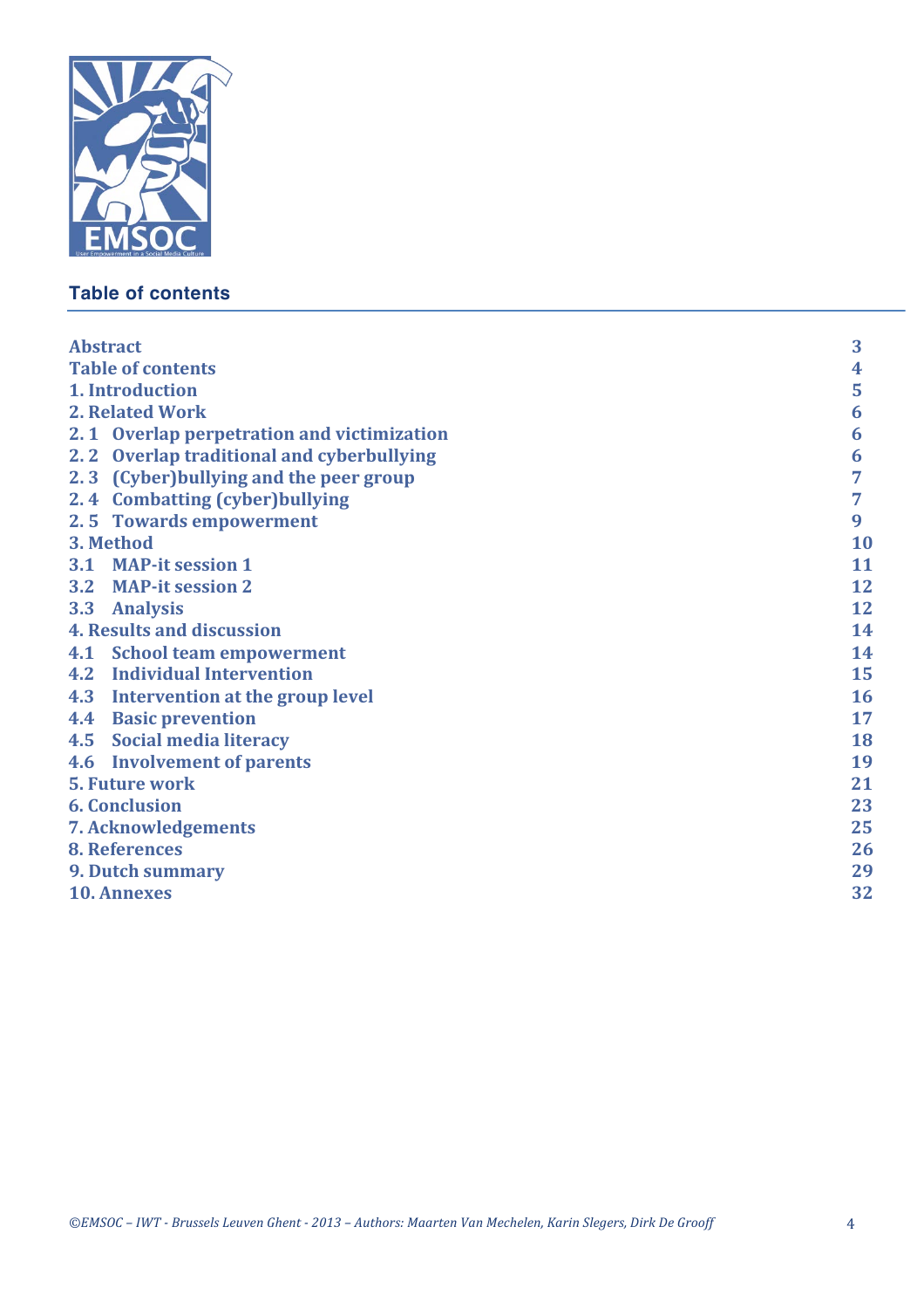## Table of contents

| | |
|---|---|
| Abstract | 3 |
| Table of contents | 4 |
| 1. Introduction | 5 |
| 2. Related Work | 6 |
| 2.1 Overlap perpetration and victimization | 6 |
| 2.2 Overlap traditional and cyberbullying | 6 |
| 2.3 (Cyber)bullying and the peer group | 7 |
| 2.4 Combatting (cyber)bullying | 7 |
| 2.5 Towards empowerment | 9 |
| 3. Method | 10 |
| 3.1 MAP-it session 1 | 11 |
| 3.2 MAP-it session 2 | 12 |
| 3.3 Analysis | 12 |
| 4. Results and discussion | 14 |
| 4.1 School team empowerment | 14 |
| 4.2 Individual Intervention | 15 |
| 4.3 Intervention at the group level | 16 |
| 4.4 Basic prevention | 17 |
| 4.5 Social media literacy | 18 |
| 4.6 Involvement of parents | 19 |
| 5. Future work | 21 |
| 6. Conclusion | 23 |
| 7. Acknowledgements | 25 |
| 8. References | 26 |
| 9. Dutch summary | 29 |
| 10. Annexes | 32 |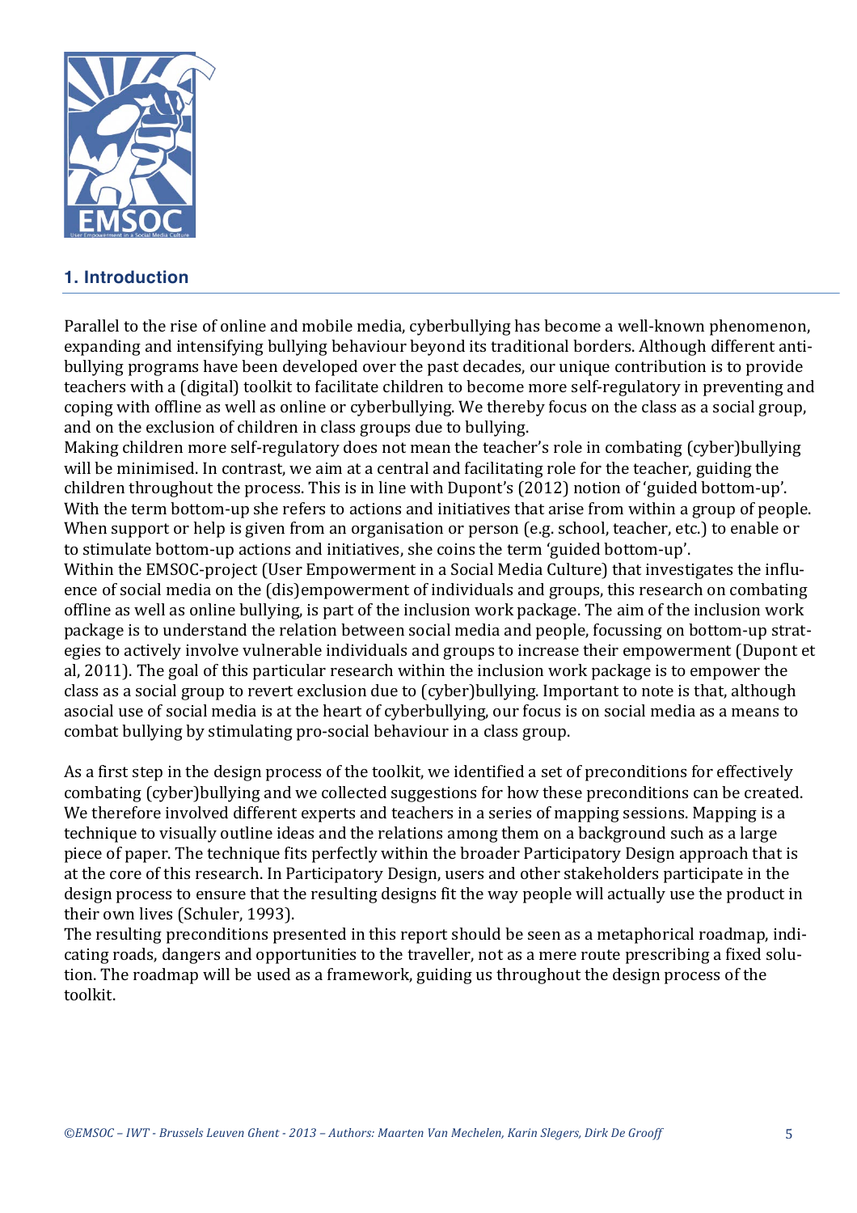## 1. Introduction

Parallel to the rise of online and mobile media, cyberbullying has become a well-known phenomenon, expanding and intensifying bullying behaviour beyond its traditional borders. Although different anti-bullying programs have been developed over the past decades, our unique contribution is to provide teachers with a (digital) toolkit to facilitate children to become more self-regulatory in preventing and coping with offline as well as online or cyberbullying. We thereby focus on the class as a social group, and on the exclusion of children in class groups due to bullying.

Making children more self-regulatory does not mean the teacher's role in combating (cyber)bullying will be minimised. In contrast, we aim at a central and facilitating role for the teacher, guiding the children throughout the process. This is in line with Dupont's (2012) notion of 'guided bottom-up'. With the term bottom-up she refers to actions and initiatives that arise from within a group of people. When support or help is given from an organisation or person (e.g. school, teacher, etc.) to enable or to stimulate bottom-up actions and initiatives, she coins the term 'guided bottom-up'.

Within the EMSOC-project (User Empowerment in a Social Media Culture) that investigates the influence of social media on the (dis)empowerment of individuals and groups, this research on combating offline as well as online bullying, is part of the inclusion work package. The aim of the inclusion work package is to understand the relation between social media and people, focussing on bottom-up strategies to actively involve vulnerable individuals and groups to increase their empowerment (Dupont et al, 2011). The goal of this particular research within the inclusion work package is to empower the class as a social group to revert exclusion due to (cyber)bullying. Important to note is that, although asocial use of social media is at the heart of cyberbullying, our focus is on social media as a means to combat bullying by stimulating pro-social behaviour in a class group.

As a first step in the design process of the toolkit, we identified a set of preconditions for effectively combating (cyber)bullying and we collected suggestions for how these preconditions can be created. We therefore involved different experts and teachers in a series of mapping sessions. Mapping is a technique to visually outline ideas and the relations among them on a background such as a large piece of paper. The technique fits perfectly within the broader Participatory Design approach that is at the core of this research. In Participatory Design, users and other stakeholders participate in the design process to ensure that the resulting designs fit the way people will actually use the product in their own lives (Schuler, 1993).

The resulting preconditions presented in this report should be seen as a metaphorical roadmap, indicating roads, dangers and opportunities to the traveller, not as a mere route prescribing a fixed solution. The roadmap will be used as a framework, guiding us throughout the design process of the toolkit.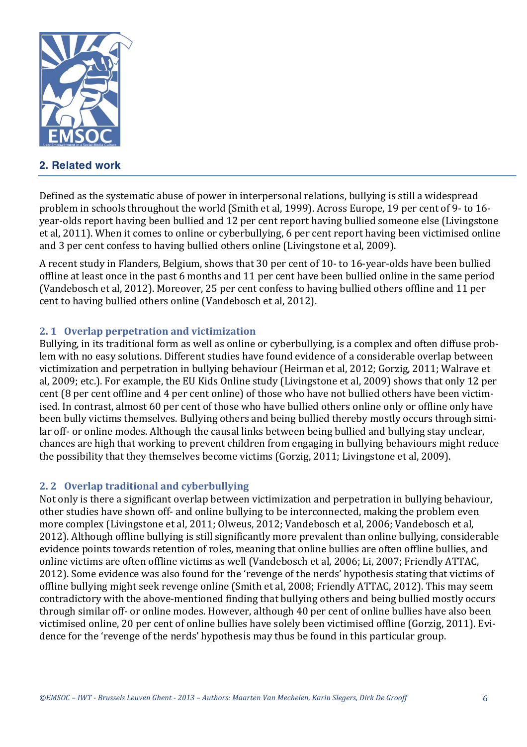## 2. Related work

Defined as the systematic abuse of power in interpersonal relations, bullying is still a widespread problem in schools throughout the world (Smith et al, 1999). Across Europe, 19 per cent of 9- to 16-year-olds report having been bullied and 12 per cent report having bullied someone else (Livingstone et al, 2011). When it comes to online or cyberbullying, 6 per cent report having been victimised online and 3 per cent confess to having bullied others online (Livingstone et al, 2009).

A recent study in Flanders, Belgium, shows that 30 per cent of 10- to 16-year-olds have been bullied offline at least once in the past 6 months and 11 per cent have been bullied online in the same period (Vandebosch et al, 2012). Moreover, 25 per cent confess to having bullied others offline and 11 per cent to having bullied others online (Vandebosch et al, 2012).

### 2. 1 Overlap perpetration and victimization

Bullying, in its traditional form as well as online or cyberbullying, is a complex and often diffuse problem with no easy solutions. Different studies have found evidence of a considerable overlap between victimization and perpetration in bullying behaviour (Heirman et al, 2012; Gorzig, 2011; Walrave et al, 2009; etc.). For example, the EU Kids Online study (Livingstone et al, 2009) shows that only 12 per cent (8 per cent offline and 4 per cent online) of those who have not bullied others have been victimised. In contrast, almost 60 per cent of those who have bullied others online only or offline only have been bully victims themselves. Bullying others and being bullied thereby mostly occurs through similar off- or online modes. Although the causal links between being bullied and bullying stay unclear, chances are high that working to prevent children from engaging in bullying behaviours might reduce the possibility that they themselves become victims (Gorzig, 2011; Livingstone et al, 2009).

### 2. 2 Overlap traditional and cyberbullying

Not only is there a significant overlap between victimization and perpetration in bullying behaviour, other studies have shown off- and online bullying to be interconnected, making the problem even more complex (Livingstone et al, 2011; Olweus, 2012; Vandebosch et al, 2006; Vandebosch et al, 2012). Although offline bullying is still significantly more prevalent than online bullying, considerable evidence points towards retention of roles, meaning that online bullies are often offline bullies, and online victims are often offline victims as well (Vandebosch et al, 2006; Li, 2007; Friendly ATTAC, 2012). Some evidence was also found for the 'revenge of the nerds' hypothesis stating that victims of offline bullying might seek revenge online (Smith et al, 2008; Friendly ATTAC, 2012). This may seem contradictory with the above-mentioned finding that bullying others and being bullied mostly occurs through similar off- or online modes. However, although 40 per cent of online bullies have also been victimised online, 20 per cent of online bullies have solely been victimised offline (Gorzig, 2011). Evidence for the 'revenge of the nerds' hypothesis may thus be found in this particular group.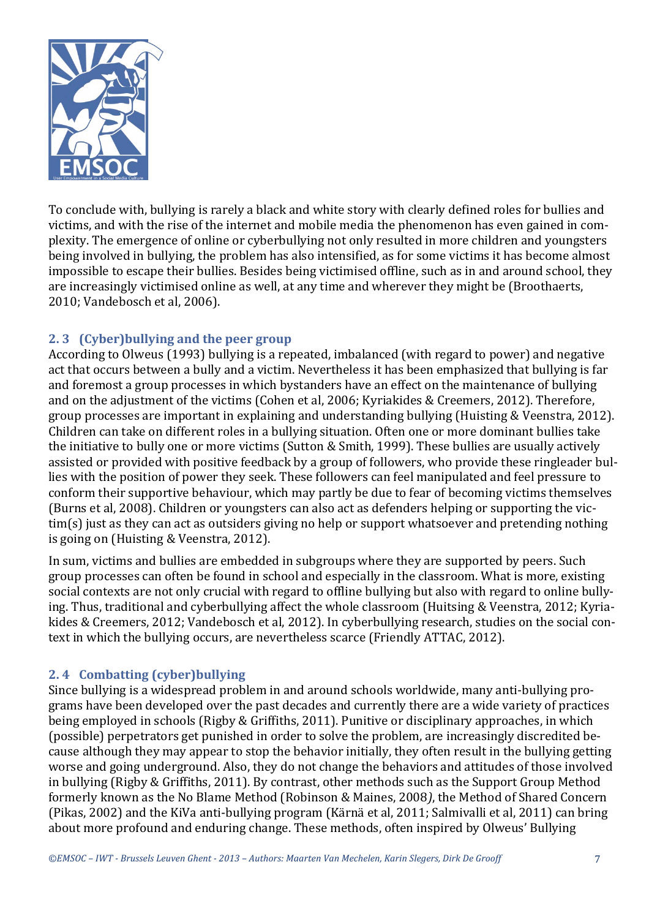To conclude with, bullying is rarely a black and white story with clearly defined roles for bullies and victims, and with the rise of the internet and mobile media the phenomenon has even gained in complexity. The emergence of online or cyberbullying not only resulted in more children and youngsters being involved in bullying, the problem has also intensified, as for some victims it has become almost impossible to escape their bullies. Besides being victimised offline, such as in and around school, they are increasingly victimised online as well, at any time and wherever they might be (Broothaerts, 2010; Vandebosch et al, 2006).

## 2. 3 (Cyber)bullying and the peer group

According to Olweus (1993) bullying is a repeated, imbalanced (with regard to power) and negative act that occurs between a bully and a victim. Nevertheless it has been emphasized that bullying is far and foremost a group processes in which bystanders have an effect on the maintenance of bullying and on the adjustment of the victims (Cohen et al, 2006; Kyriakides & Creemers, 2012). Therefore, group processes are important in explaining and understanding bullying (Huisting & Veenstra, 2012). Children can take on different roles in a bullying situation. Often one or more dominant bullies take the initiative to bully one or more victims (Sutton & Smith, 1999). These bullies are usually actively assisted or provided with positive feedback by a group of followers, who provide these ringleader bullies with the position of power they seek. These followers can feel manipulated and feel pressure to conform their supportive behaviour, which may partly be due to fear of becoming victims themselves (Burns et al, 2008). Children or youngsters can also act as defenders helping or supporting the victim(s) just as they can act as outsiders giving no help or support whatsoever and pretending nothing is going on (Huisting & Veenstra, 2012).

In sum, victims and bullies are embedded in subgroups where they are supported by peers. Such group processes can often be found in school and especially in the classroom. What is more, existing social contexts are not only crucial with regard to offline bullying but also with regard to online bullying. Thus, traditional and cyberbullying affect the whole classroom (Huitsing & Veenstra, 2012; Kyriakides & Creemers, 2012; Vandebosch et al, 2012). In cyberbullying research, studies on the social context in which the bullying occurs, are nevertheless scarce (Friendly ATTAC, 2012).

## 2. 4 Combatting (cyber)bullying

Since bullying is a widespread problem in and around schools worldwide, many anti-bullying programs have been developed over the past decades and currently there are a wide variety of practices being employed in schools (Rigby & Griffiths, 2011). Punitive or disciplinary approaches, in which (possible) perpetrators get punished in order to solve the problem, are increasingly discredited because although they may appear to stop the behavior initially, they often result in the bullying getting worse and going underground. Also, they do not change the behaviors and attitudes of those involved in bullying (Rigby & Griffiths, 2011). By contrast, other methods such as the Support Group Method formerly known as the No Blame Method (Robinson & Maines, 2008*)*, the Method of Shared Concern (Pikas, 2002) and the KiVa anti-bullying program (Kärnä et al, 2011; Salmivalli et al, 2011) can bring about more profound and enduring change. These methods, often inspired by Olweus' Bullying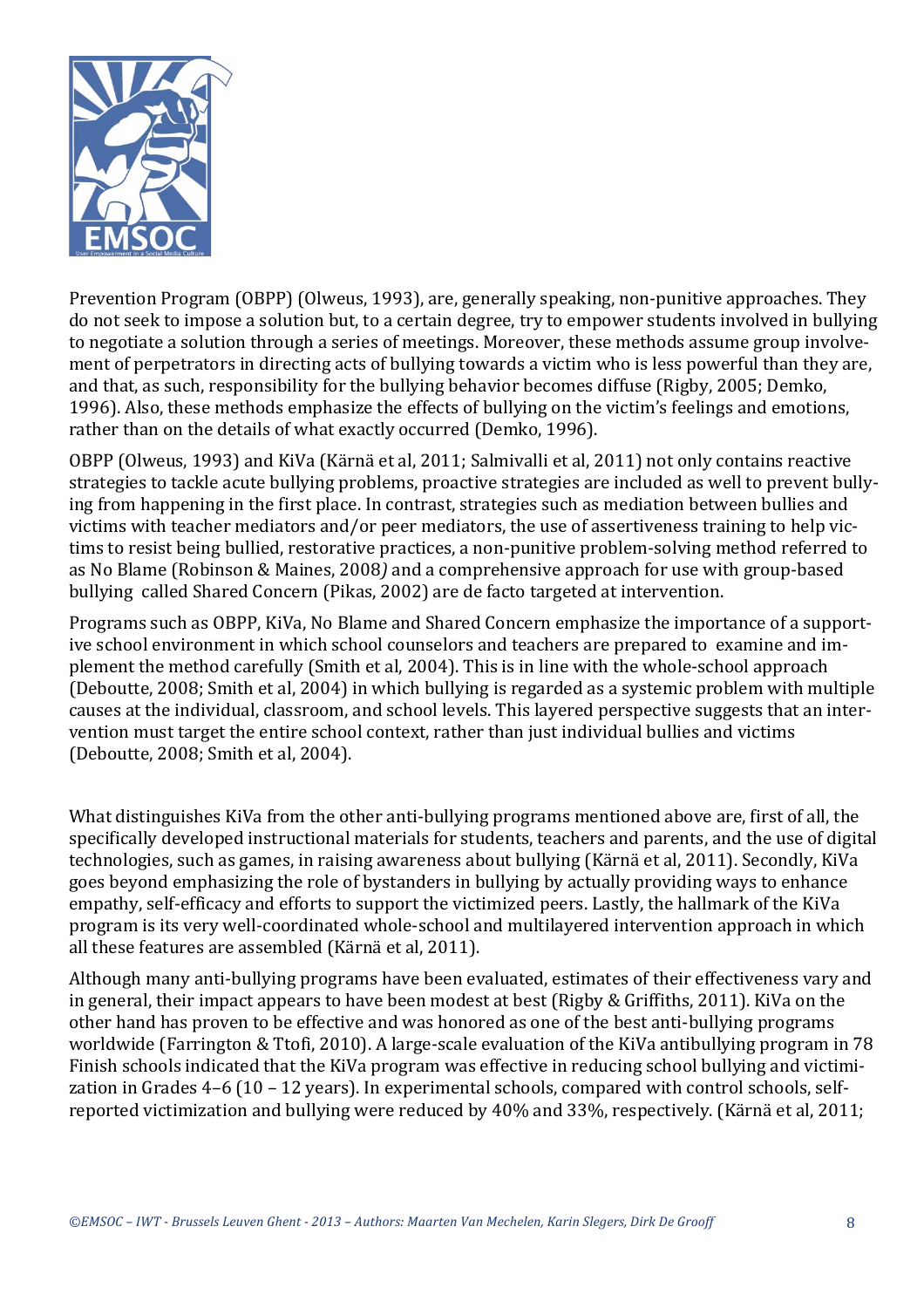Prevention Program (OBPP) (Olweus, 1993), are, generally speaking, non-punitive approaches. They do not seek to impose a solution but, to a certain degree, try to empower students involved in bullying to negotiate a solution through a series of meetings. Moreover, these methods assume group involvement of perpetrators in directing acts of bullying towards a victim who is less powerful than they are, and that, as such, responsibility for the bullying behavior becomes diffuse (Rigby, 2005; Demko, 1996). Also, these methods emphasize the effects of bullying on the victim's feelings and emotions, rather than on the details of what exactly occurred (Demko, 1996).

OBPP (Olweus, 1993) and KiVa (Kärnä et al, 2011; Salmivalli et al, 2011) not only contains reactive strategies to tackle acute bullying problems, proactive strategies are included as well to prevent bullying from happening in the first place. In contrast, strategies such as mediation between bullies and victims with teacher mediators and/or peer mediators, the use of assertiveness training to help victims to resist being bullied, restorative practices, a non-punitive problem-solving method referred to as No Blame (Robinson & Maines, 2008*)* and a comprehensive approach for use with group-based bullying called Shared Concern (Pikas, 2002) are de facto targeted at intervention.

Programs such as OBPP, KiVa, No Blame and Shared Concern emphasize the importance of a supportive school environment in which school counselors and teachers are prepared to examine and implement the method carefully (Smith et al, 2004). This is in line with the whole-school approach (Deboutte, 2008; Smith et al, 2004) in which bullying is regarded as a systemic problem with multiple causes at the individual, classroom, and school levels. This layered perspective suggests that an intervention must target the entire school context, rather than just individual bullies and victims (Deboutte, 2008; Smith et al, 2004).

What distinguishes KiVa from the other anti-bullying programs mentioned above are, first of all, the specifically developed instructional materials for students, teachers and parents, and the use of digital technologies, such as games, in raising awareness about bullying (Kärnä et al, 2011). Secondly, KiVa goes beyond emphasizing the role of bystanders in bullying by actually providing ways to enhance empathy, self-efficacy and efforts to support the victimized peers. Lastly, the hallmark of the KiVa program is its very well-coordinated whole-school and multilayered intervention approach in which all these features are assembled (Kärnä et al, 2011).

Although many anti-bullying programs have been evaluated, estimates of their effectiveness vary and in general, their impact appears to have been modest at best (Rigby & Griffiths, 2011). KiVa on the other hand has proven to be effective and was honored as one of the best anti-bullying programs worldwide (Farrington & Ttofi, 2010). A large-scale evaluation of the KiVa antibullying program in 78 Finish schools indicated that the KiVa program was effective in reducing school bullying and victimization in Grades 4–6 (10 – 12 years). In experimental schools, compared with control schools, self-reported victimization and bullying were reduced by 40% and 33%, respectively. (Kärnä et al, 2011;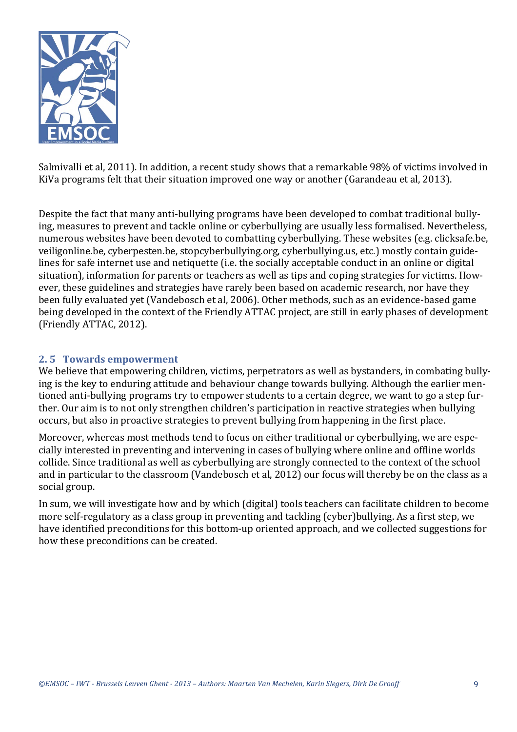Salmivalli et al, 2011). In addition, a recent study shows that a remarkable 98% of victims involved in KiVa programs felt that their situation improved one way or another (Garandeau et al, 2013).

Despite the fact that many anti-bullying programs have been developed to combat traditional bullying, measures to prevent and tackle online or cyberbullying are usually less formalised. Nevertheless, numerous websites have been devoted to combatting cyberbullying. These websites (e.g. clicksafe.be, veiligonline.be, cyberpesten.be, stopcyberbullying.org, cyberbullying.us, etc.) mostly contain guidelines for safe internet use and netiquette (i.e. the socially acceptable conduct in an online or digital situation), information for parents or teachers as well as tips and coping strategies for victims. However, these guidelines and strategies have rarely been based on academic research, nor have they been fully evaluated yet (Vandebosch et al, 2006). Other methods, such as an evidence-based game being developed in the context of the Friendly ATTAC project, are still in early phases of development (Friendly ATTAC, 2012).

### 2. 5 Towards empowerment

We believe that empowering children, victims, perpetrators as well as bystanders, in combating bullying is the key to enduring attitude and behaviour change towards bullying. Although the earlier mentioned anti-bullying programs try to empower students to a certain degree, we want to go a step further. Our aim is to not only strengthen children's participation in reactive strategies when bullying occurs, but also in proactive strategies to prevent bullying from happening in the first place.

Moreover, whereas most methods tend to focus on either traditional or cyberbullying, we are especially interested in preventing and intervening in cases of bullying where online and offline worlds collide. Since traditional as well as cyberbullying are strongly connected to the context of the school and in particular to the classroom (Vandebosch et al, 2012) our focus will thereby be on the class as a social group.

In sum, we will investigate how and by which (digital) tools teachers can facilitate children to become more self-regulatory as a class group in preventing and tackling (cyber)bullying. As a first step, we have identified preconditions for this bottom-up oriented approach, and we collected suggestions for how these preconditions can be created.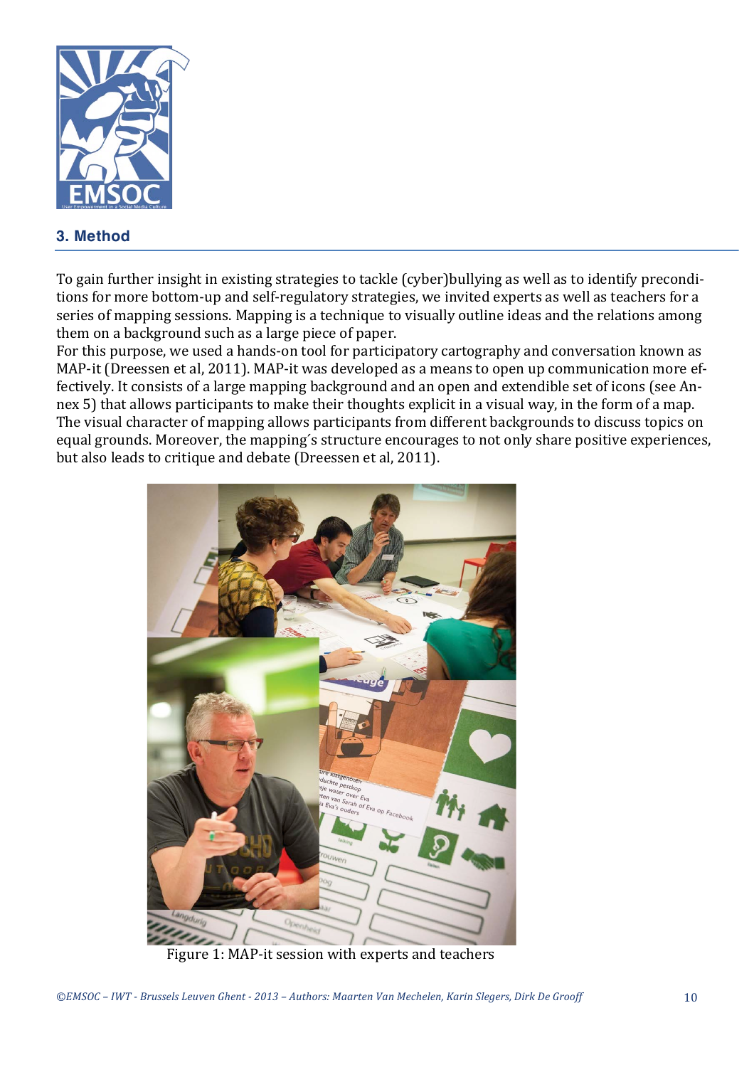## 3. Method

To gain further insight in existing strategies to tackle (cyber)bullying as well as to identify preconditions for more bottom-up and self-regulatory strategies, we invited experts as well as teachers for a series of mapping sessions. Mapping is a technique to visually outline ideas and the relations among them on a background such as a large piece of paper.

For this purpose, we used a hands-on tool for participatory cartography and conversation known as MAP-it (Dreessen et al, 2011). MAP-it was developed as a means to open up communication more effectively. It consists of a large mapping background and an open and extendible set of icons (see Annex 5) that allows participants to make their thoughts explicit in a visual way, in the form of a map. The visual character of mapping allows participants from different backgrounds to discuss topics on equal grounds. Moreover, the mapping´s structure encourages to not only share positive experiences, but also leads to critique and debate (Dreessen et al, 2011).

Figure 1: MAP-it session with experts and teachers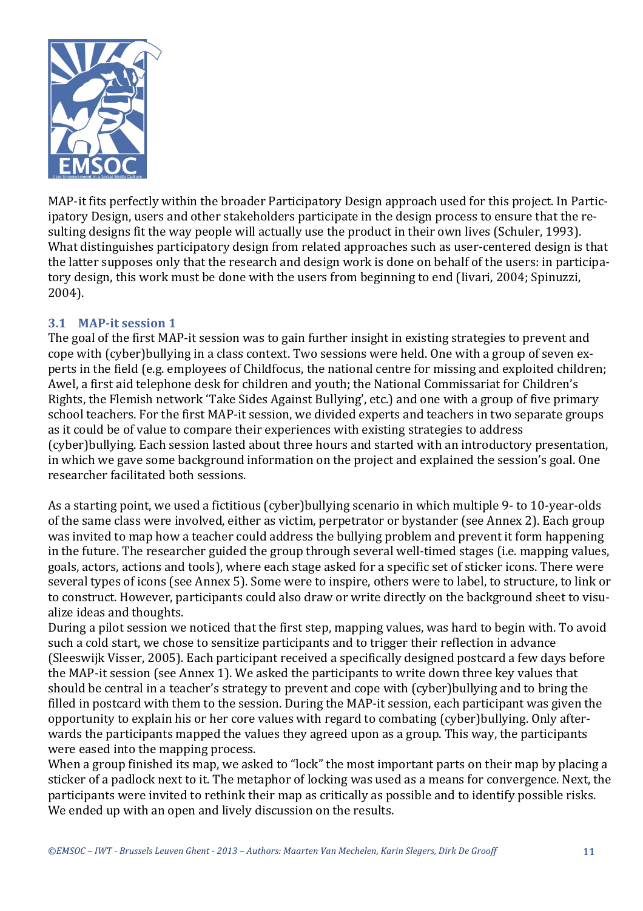MAP-it fits perfectly within the broader Participatory Design approach used for this project. In Participatory Design, users and other stakeholders participate in the design process to ensure that the resulting designs fit the way people will actually use the product in their own lives (Schuler, 1993). What distinguishes participatory design from related approaches such as user-centered design is that the latter supposes only that the research and design work is done on behalf of the users: in participatory design, this work must be done with the users from beginning to end (Iivari, 2004; Spinuzzi, 2004).

## 3.1 MAP-it session 1

The goal of the first MAP-it session was to gain further insight in existing strategies to prevent and cope with (cyber)bullying in a class context. Two sessions were held. One with a group of seven experts in the field (e.g. employees of Childfocus, the national centre for missing and exploited children; Awel, a first aid telephone desk for children and youth; the National Commissariat for Children's Rights, the Flemish network 'Take Sides Against Bullying', etc.) and one with a group of five primary school teachers. For the first MAP-it session, we divided experts and teachers in two separate groups as it could be of value to compare their experiences with existing strategies to address (cyber)bullying. Each session lasted about three hours and started with an introductory presentation, in which we gave some background information on the project and explained the session's goal. One researcher facilitated both sessions.

As a starting point, we used a fictitious (cyber)bullying scenario in which multiple 9- to 10-year-olds of the same class were involved, either as victim, perpetrator or bystander (see Annex 2). Each group was invited to map how a teacher could address the bullying problem and prevent it form happening in the future. The researcher guided the group through several well-timed stages (i.e. mapping values, goals, actors, actions and tools), where each stage asked for a specific set of sticker icons. There were several types of icons (see Annex 5). Some were to inspire, others were to label, to structure, to link or to construct. However, participants could also draw or write directly on the background sheet to visualize ideas and thoughts.

During a pilot session we noticed that the first step, mapping values, was hard to begin with. To avoid such a cold start, we chose to sensitize participants and to trigger their reflection in advance (Sleeswijk Visser, 2005). Each participant received a specifically designed postcard a few days before the MAP-it session (see Annex 1). We asked the participants to write down three key values that should be central in a teacher's strategy to prevent and cope with (cyber)bullying and to bring the filled in postcard with them to the session. During the MAP-it session, each participant was given the opportunity to explain his or her core values with regard to combating (cyber)bullying. Only afterwards the participants mapped the values they agreed upon as a group. This way, the participants were eased into the mapping process.

When a group finished its map, we asked to "lock" the most important parts on their map by placing a sticker of a padlock next to it. The metaphor of locking was used as a means for convergence. Next, the participants were invited to rethink their map as critically as possible and to identify possible risks. We ended up with an open and lively discussion on the results.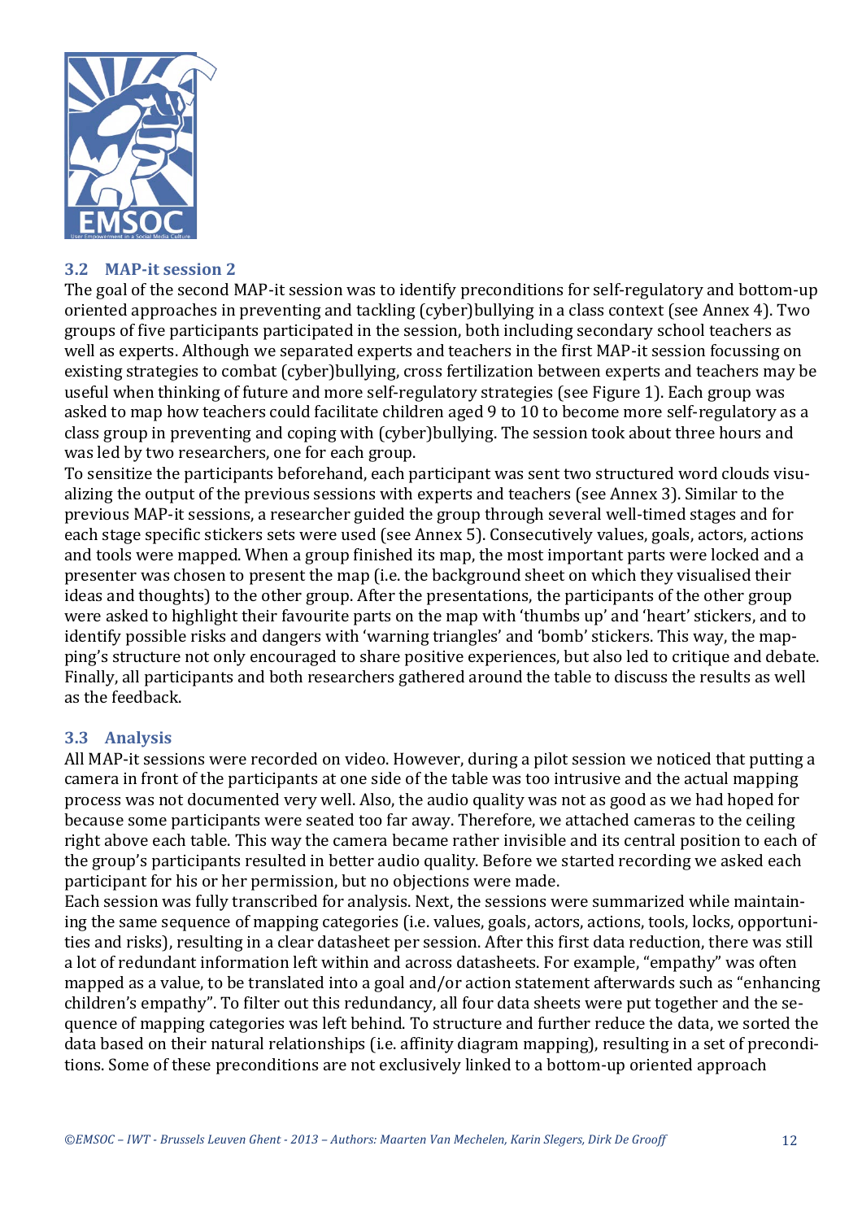### 3.2 MAP-it session 2

The goal of the second MAP-it session was to identify preconditions for self-regulatory and bottom-up oriented approaches in preventing and tackling (cyber)bullying in a class context (see Annex 4). Two groups of five participants participated in the session, both including secondary school teachers as well as experts. Although we separated experts and teachers in the first MAP-it session focussing on existing strategies to combat (cyber)bullying, cross fertilization between experts and teachers may be useful when thinking of future and more self-regulatory strategies (see Figure 1). Each group was asked to map how teachers could facilitate children aged 9 to 10 to become more self-regulatory as a class group in preventing and coping with (cyber)bullying. The session took about three hours and was led by two researchers, one for each group.

To sensitize the participants beforehand, each participant was sent two structured word clouds visualizing the output of the previous sessions with experts and teachers (see Annex 3). Similar to the previous MAP-it sessions, a researcher guided the group through several well-timed stages and for each stage specific stickers sets were used (see Annex 5). Consecutively values, goals, actors, actions and tools were mapped. When a group finished its map, the most important parts were locked and a presenter was chosen to present the map (i.e. the background sheet on which they visualised their ideas and thoughts) to the other group. After the presentations, the participants of the other group were asked to highlight their favourite parts on the map with 'thumbs up' and 'heart' stickers, and to identify possible risks and dangers with 'warning triangles' and 'bomb' stickers. This way, the mapping's structure not only encouraged to share positive experiences, but also led to critique and debate. Finally, all participants and both researchers gathered around the table to discuss the results as well as the feedback.

### 3.3 Analysis

All MAP-it sessions were recorded on video. However, during a pilot session we noticed that putting a camera in front of the participants at one side of the table was too intrusive and the actual mapping process was not documented very well. Also, the audio quality was not as good as we had hoped for because some participants were seated too far away. Therefore, we attached cameras to the ceiling right above each table. This way the camera became rather invisible and its central position to each of the group's participants resulted in better audio quality. Before we started recording we asked each participant for his or her permission, but no objections were made.

Each session was fully transcribed for analysis. Next, the sessions were summarized while maintaining the same sequence of mapping categories (i.e. values, goals, actors, actions, tools, locks, opportunities and risks), resulting in a clear datasheet per session. After this first data reduction, there was still a lot of redundant information left within and across datasheets. For example, "empathy" was often mapped as a value, to be translated into a goal and/or action statement afterwards such as "enhancing children's empathy". To filter out this redundancy, all four data sheets were put together and the sequence of mapping categories was left behind. To structure and further reduce the data, we sorted the data based on their natural relationships (i.e. affinity diagram mapping), resulting in a set of preconditions. Some of these preconditions are not exclusively linked to a bottom-up oriented approach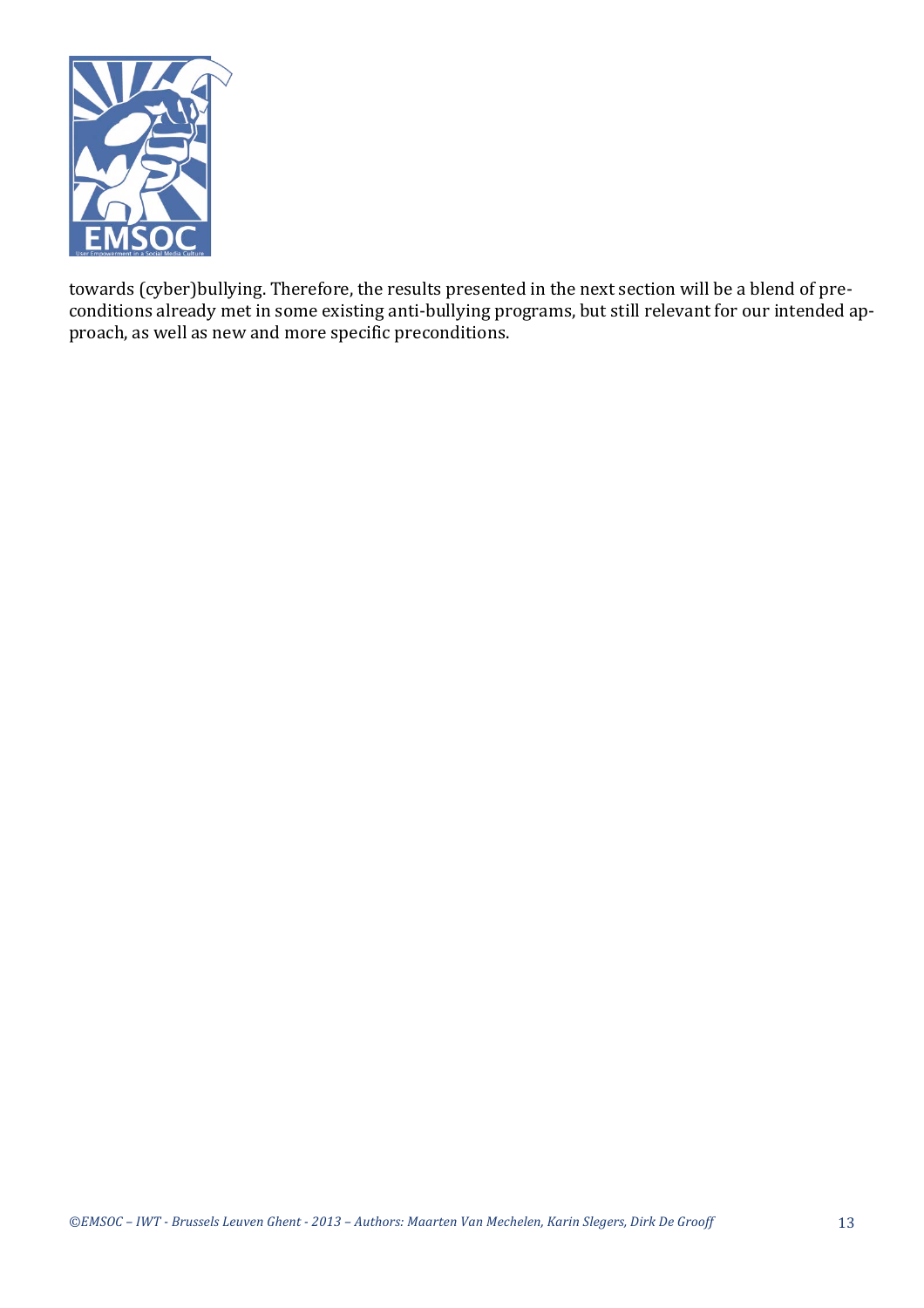towards (cyber)bullying. Therefore, the results presented in the next section will be a blend of preconditions already met in some existing anti-bullying programs, but still relevant for our intended approach, as well as new and more specific preconditions.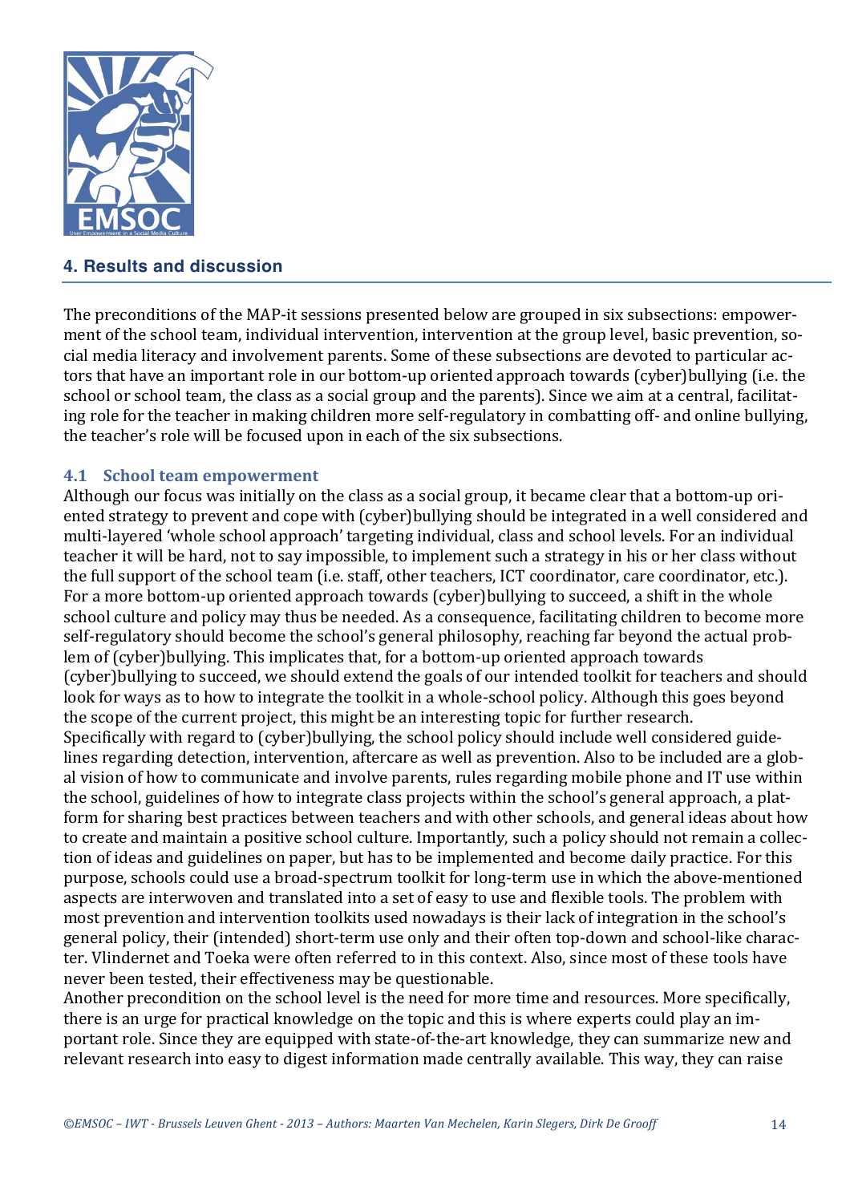## 4. Results and discussion

The preconditions of the MAP-it sessions presented below are grouped in six subsections: empowerment of the school team, individual intervention, intervention at the group level, basic prevention, social media literacy and involvement parents. Some of these subsections are devoted to particular actors that have an important role in our bottom-up oriented approach towards (cyber)bullying (i.e. the school or school team, the class as a social group and the parents). Since we aim at a central, facilitating role for the teacher in making children more self-regulatory in combatting off- and online bullying, the teacher's role will be focused upon in each of the six subsections.

### 4.1 School team empowerment

Although our focus was initially on the class as a social group, it became clear that a bottom-up oriented strategy to prevent and cope with (cyber)bullying should be integrated in a well considered and multi-layered 'whole school approach' targeting individual, class and school levels. For an individual teacher it will be hard, not to say impossible, to implement such a strategy in his or her class without the full support of the school team (i.e. staff, other teachers, ICT coordinator, care coordinator, etc.). For a more bottom-up oriented approach towards (cyber)bullying to succeed, a shift in the whole school culture and policy may thus be needed. As a consequence, facilitating children to become more self-regulatory should become the school's general philosophy, reaching far beyond the actual problem of (cyber)bullying. This implicates that, for a bottom-up oriented approach towards (cyber)bullying to succeed, we should extend the goals of our intended toolkit for teachers and should look for ways as to how to integrate the toolkit in a whole-school policy. Although this goes beyond the scope of the current project, this might be an interesting topic for further research.

Specifically with regard to (cyber)bullying, the school policy should include well considered guidelines regarding detection, intervention, aftercare as well as prevention. Also to be included are a global vision of how to communicate and involve parents, rules regarding mobile phone and IT use within the school, guidelines of how to integrate class projects within the school's general approach, a platform for sharing best practices between teachers and with other schools, and general ideas about how to create and maintain a positive school culture. Importantly, such a policy should not remain a collection of ideas and guidelines on paper, but has to be implemented and become daily practice. For this purpose, schools could use a broad-spectrum toolkit for long-term use in which the above-mentioned aspects are interwoven and translated into a set of easy to use and flexible tools. The problem with most prevention and intervention toolkits used nowadays is their lack of integration in the school's general policy, their (intended) short-term use only and their often top-down and school-like character. Vlindernet and Toeka were often referred to in this context. Also, since most of these tools have never been tested, their effectiveness may be questionable.

Another precondition on the school level is the need for more time and resources. More specifically, there is an urge for practical knowledge on the topic and this is where experts could play an important role. Since they are equipped with state-of-the-art knowledge, they can summarize new and relevant research into easy to digest information made centrally available. This way, they can raise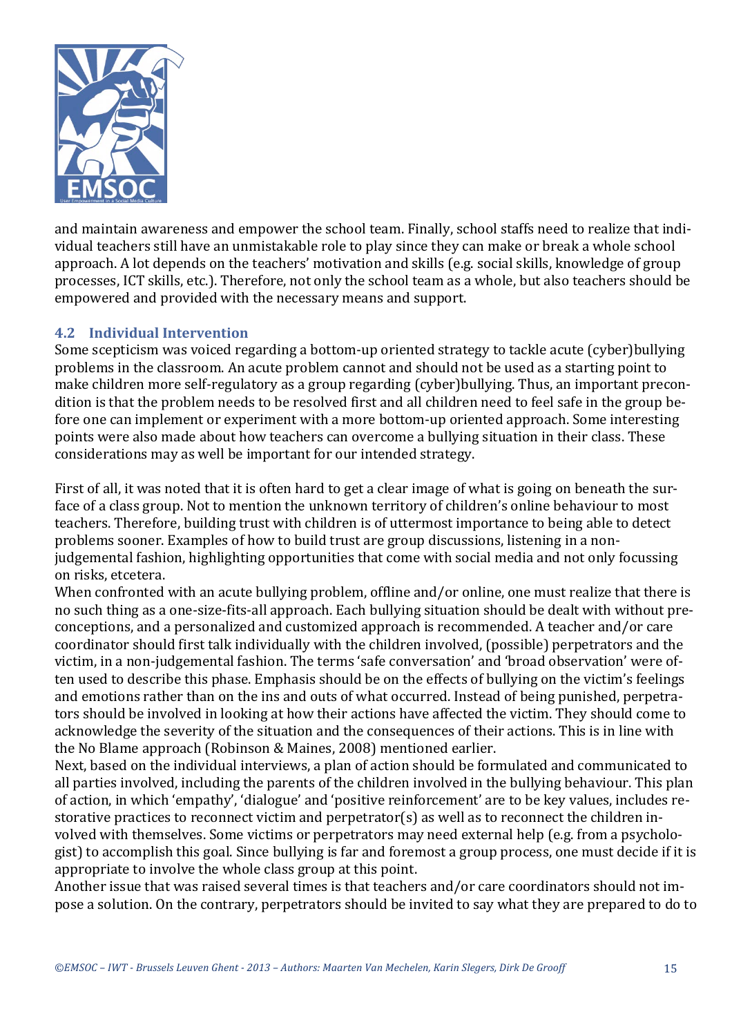and maintain awareness and empower the school team. Finally, school staffs need to realize that individual teachers still have an unmistakable role to play since they can make or break a whole school approach. A lot depends on the teachers' motivation and skills (e.g. social skills, knowledge of group processes, ICT skills, etc.). Therefore, not only the school team as a whole, but also teachers should be empowered and provided with the necessary means and support.

## 4.2 Individual Intervention

Some scepticism was voiced regarding a bottom-up oriented strategy to tackle acute (cyber)bullying problems in the classroom. An acute problem cannot and should not be used as a starting point to make children more self-regulatory as a group regarding (cyber)bullying. Thus, an important precondition is that the problem needs to be resolved first and all children need to feel safe in the group before one can implement or experiment with a more bottom-up oriented approach. Some interesting points were also made about how teachers can overcome a bullying situation in their class. These considerations may as well be important for our intended strategy.

First of all, it was noted that it is often hard to get a clear image of what is going on beneath the surface of a class group. Not to mention the unknown territory of children's online behaviour to most teachers. Therefore, building trust with children is of uttermost importance to being able to detect problems sooner. Examples of how to build trust are group discussions, listening in a non-judgemental fashion, highlighting opportunities that come with social media and not only focussing on risks, etcetera.

When confronted with an acute bullying problem, offline and/or online, one must realize that there is no such thing as a one-size-fits-all approach. Each bullying situation should be dealt with without preconceptions, and a personalized and customized approach is recommended. A teacher and/or care coordinator should first talk individually with the children involved, (possible) perpetrators and the victim, in a non-judgemental fashion. The terms 'safe conversation' and 'broad observation' were often used to describe this phase. Emphasis should be on the effects of bullying on the victim's feelings and emotions rather than on the ins and outs of what occurred. Instead of being punished, perpetrators should be involved in looking at how their actions have affected the victim. They should come to acknowledge the severity of the situation and the consequences of their actions. This is in line with the No Blame approach (Robinson & Maines, 2008) mentioned earlier.

Next, based on the individual interviews, a plan of action should be formulated and communicated to all parties involved, including the parents of the children involved in the bullying behaviour. This plan of action, in which 'empathy', 'dialogue' and 'positive reinforcement' are to be key values, includes restorative practices to reconnect victim and perpetrator(s) as well as to reconnect the children involved with themselves. Some victims or perpetrators may need external help (e.g. from a psychologist) to accomplish this goal. Since bullying is far and foremost a group process, one must decide if it is appropriate to involve the whole class group at this point.

Another issue that was raised several times is that teachers and/or care coordinators should not impose a solution. On the contrary, perpetrators should be invited to say what they are prepared to do to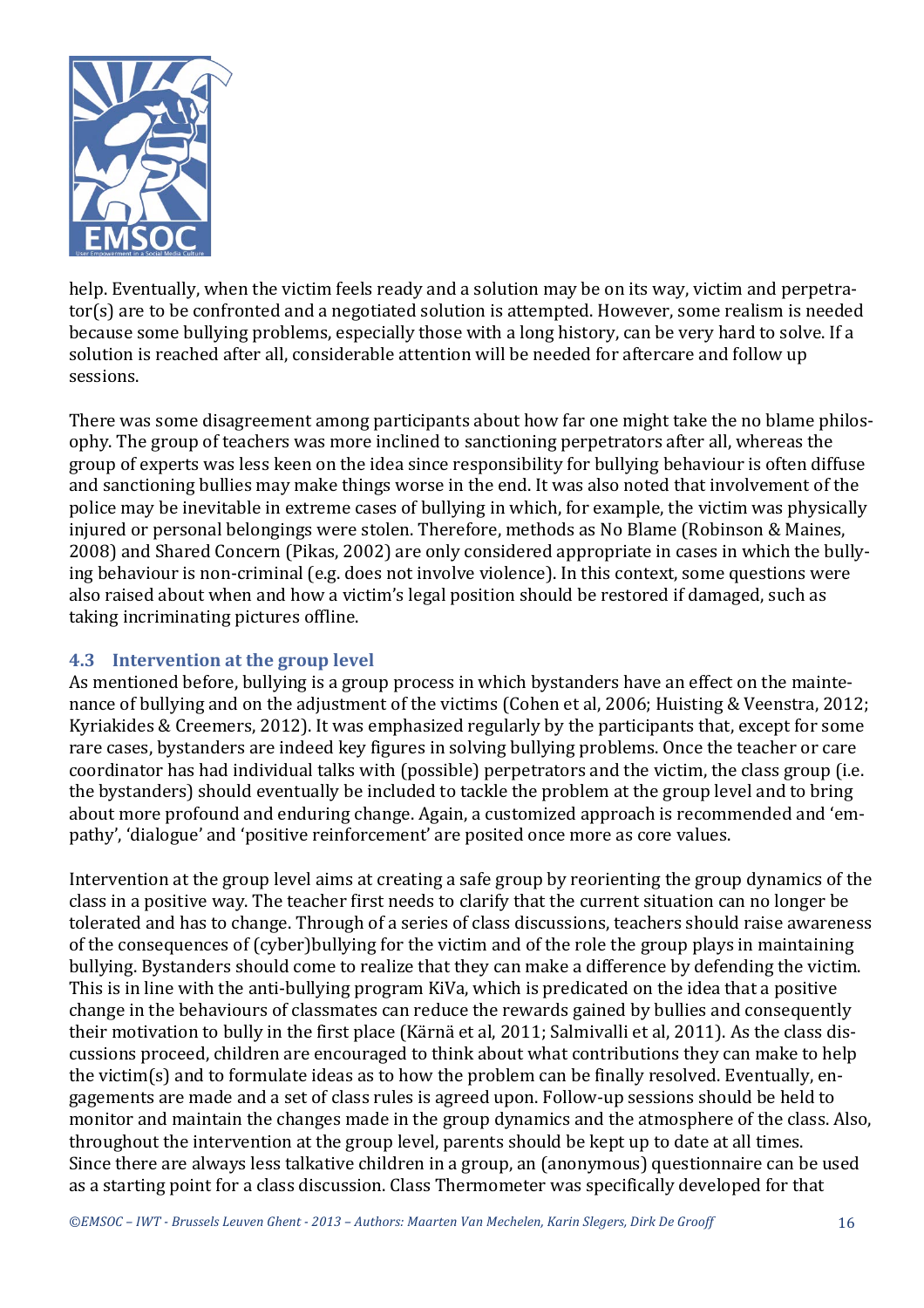help. Eventually, when the victim feels ready and a solution may be on its way, victim and perpetrator(s) are to be confronted and a negotiated solution is attempted. However, some realism is needed because some bullying problems, especially those with a long history, can be very hard to solve. If a solution is reached after all, considerable attention will be needed for aftercare and follow up sessions.

There was some disagreement among participants about how far one might take the no blame philosophy. The group of teachers was more inclined to sanctioning perpetrators after all, whereas the group of experts was less keen on the idea since responsibility for bullying behaviour is often diffuse and sanctioning bullies may make things worse in the end. It was also noted that involvement of the police may be inevitable in extreme cases of bullying in which, for example, the victim was physically injured or personal belongings were stolen. Therefore, methods as No Blame (Robinson & Maines, 2008) and Shared Concern (Pikas, 2002) are only considered appropriate in cases in which the bullying behaviour is non-criminal (e.g. does not involve violence). In this context, some questions were also raised about when and how a victim's legal position should be restored if damaged, such as taking incriminating pictures offline.

### 4.3 Intervention at the group level

As mentioned before, bullying is a group process in which bystanders have an effect on the maintenance of bullying and on the adjustment of the victims (Cohen et al, 2006; Huisting & Veenstra, 2012; Kyriakides & Creemers, 2012). It was emphasized regularly by the participants that, except for some rare cases, bystanders are indeed key figures in solving bullying problems. Once the teacher or care coordinator has had individual talks with (possible) perpetrators and the victim, the class group (i.e. the bystanders) should eventually be included to tackle the problem at the group level and to bring about more profound and enduring change. Again, a customized approach is recommended and 'empathy', 'dialogue' and 'positive reinforcement' are posited once more as core values.

Intervention at the group level aims at creating a safe group by reorienting the group dynamics of the class in a positive way. The teacher first needs to clarify that the current situation can no longer be tolerated and has to change. Through of a series of class discussions, teachers should raise awareness of the consequences of (cyber)bullying for the victim and of the role the group plays in maintaining bullying. Bystanders should come to realize that they can make a difference by defending the victim. This is in line with the anti-bullying program KiVa, which is predicated on the idea that a positive change in the behaviours of classmates can reduce the rewards gained by bullies and consequently their motivation to bully in the first place (Kärnä et al, 2011; Salmivalli et al, 2011). As the class discussions proceed, children are encouraged to think about what contributions they can make to help the victim(s) and to formulate ideas as to how the problem can be finally resolved. Eventually, engagements are made and a set of class rules is agreed upon. Follow-up sessions should be held to monitor and maintain the changes made in the group dynamics and the atmosphere of the class. Also, throughout the intervention at the group level, parents should be kept up to date at all times.
Since there are always less talkative children in a group, an (anonymous) questionnaire can be used as a starting point for a class discussion. Class Thermometer was specifically developed for that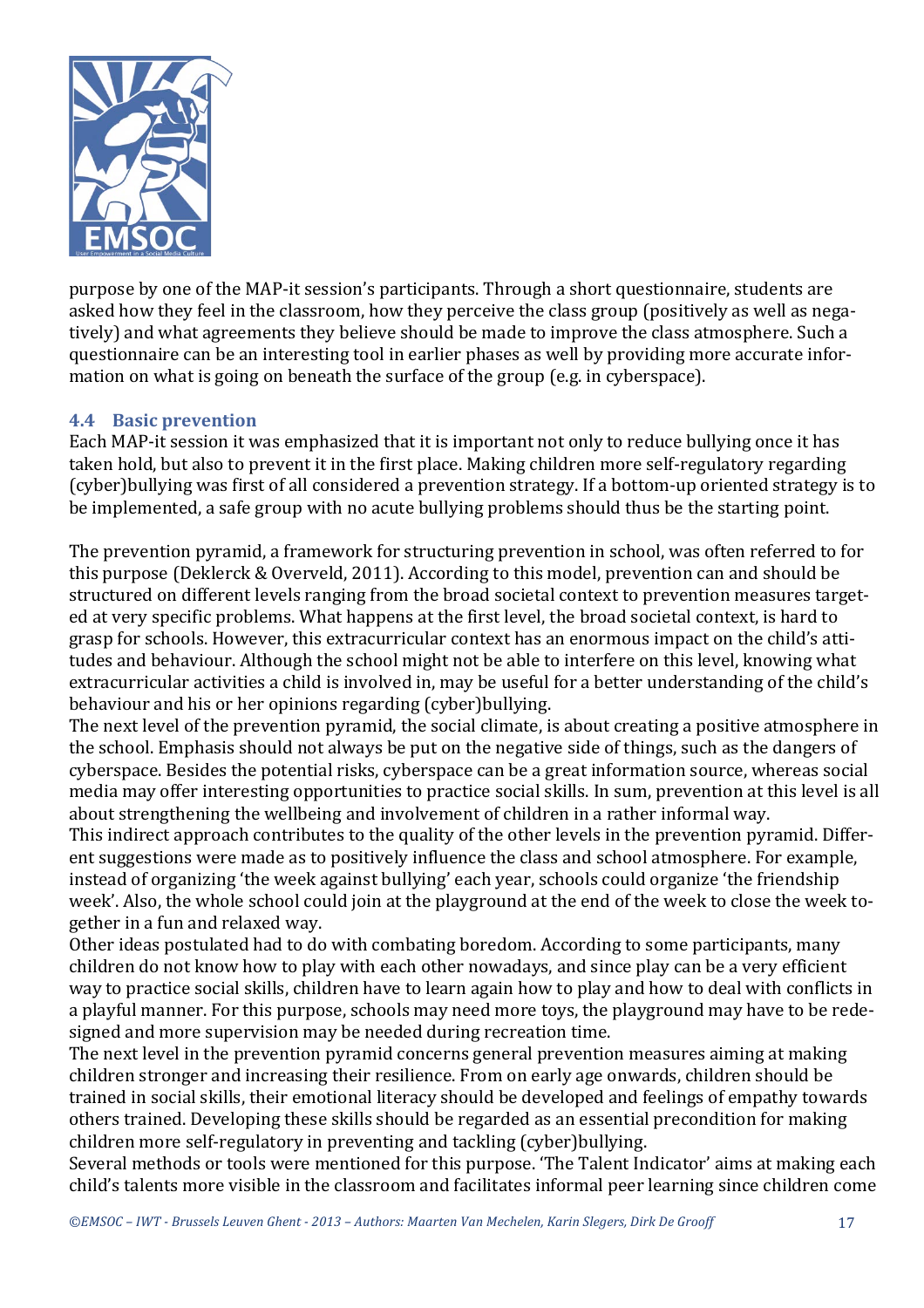purpose by one of the MAP-it session's participants. Through a short questionnaire, students are asked how they feel in the classroom, how they perceive the class group (positively as well as negatively) and what agreements they believe should be made to improve the class atmosphere. Such a questionnaire can be an interesting tool in earlier phases as well by providing more accurate information on what is going on beneath the surface of the group (e.g. in cyberspace).

### 4.4 Basic prevention

Each MAP-it session it was emphasized that it is important not only to reduce bullying once it has taken hold, but also to prevent it in the first place. Making children more self-regulatory regarding (cyber)bullying was first of all considered a prevention strategy. If a bottom-up oriented strategy is to be implemented, a safe group with no acute bullying problems should thus be the starting point.

The prevention pyramid, a framework for structuring prevention in school, was often referred to for this purpose (Deklerck & Overveld, 2011). According to this model, prevention can and should be structured on different levels ranging from the broad societal context to prevention measures targeted at very specific problems. What happens at the first level, the broad societal context, is hard to grasp for schools. However, this extracurricular context has an enormous impact on the child's attitudes and behaviour. Although the school might not be able to interfere on this level, knowing what extracurricular activities a child is involved in, may be useful for a better understanding of the child's behaviour and his or her opinions regarding (cyber)bullying.

The next level of the prevention pyramid, the social climate, is about creating a positive atmosphere in the school. Emphasis should not always be put on the negative side of things, such as the dangers of cyberspace. Besides the potential risks, cyberspace can be a great information source, whereas social media may offer interesting opportunities to practice social skills. In sum, prevention at this level is all about strengthening the wellbeing and involvement of children in a rather informal way.

This indirect approach contributes to the quality of the other levels in the prevention pyramid. Different suggestions were made as to positively influence the class and school atmosphere. For example, instead of organizing 'the week against bullying' each year, schools could organize 'the friendship week'. Also, the whole school could join at the playground at the end of the week to close the week together in a fun and relaxed way.

Other ideas postulated had to do with combating boredom. According to some participants, many children do not know how to play with each other nowadays, and since play can be a very efficient way to practice social skills, children have to learn again how to play and how to deal with conflicts in a playful manner. For this purpose, schools may need more toys, the playground may have to be redesigned and more supervision may be needed during recreation time.

The next level in the prevention pyramid concerns general prevention measures aiming at making children stronger and increasing their resilience. From on early age onwards, children should be trained in social skills, their emotional literacy should be developed and feelings of empathy towards others trained. Developing these skills should be regarded as an essential precondition for making children more self-regulatory in preventing and tackling (cyber)bullying.

Several methods or tools were mentioned for this purpose. 'The Talent Indicator' aims at making each child's talents more visible in the classroom and facilitates informal peer learning since children come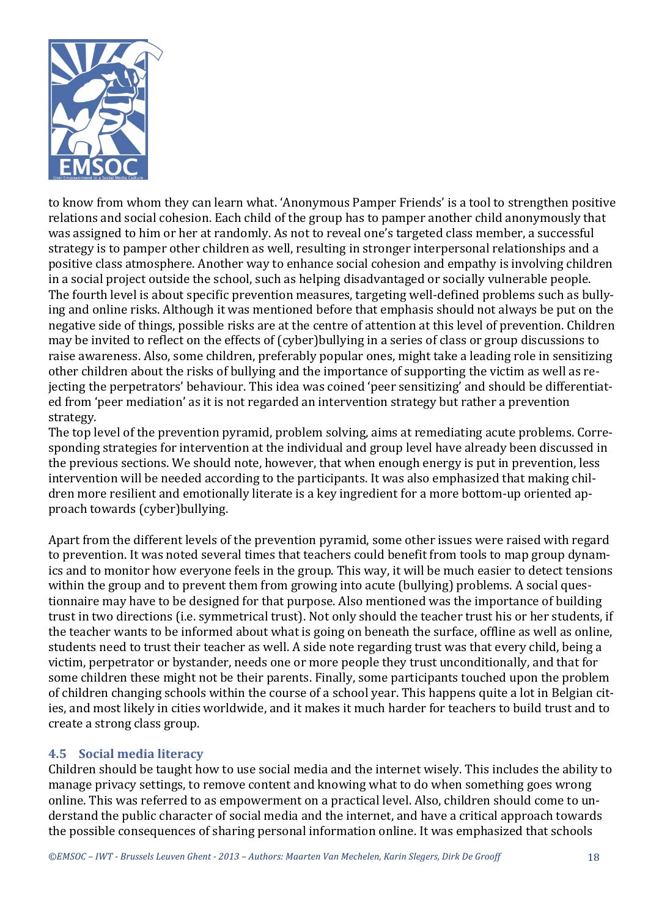to know from whom they can learn what. 'Anonymous Pamper Friends' is a tool to strengthen positive relations and social cohesion. Each child of the group has to pamper another child anonymously that was assigned to him or her at randomly. As not to reveal one's targeted class member, a successful strategy is to pamper other children as well, resulting in stronger interpersonal relationships and a positive class atmosphere. Another way to enhance social cohesion and empathy is involving children in a social project outside the school, such as helping disadvantaged or socially vulnerable people. The fourth level is about specific prevention measures, targeting well-defined problems such as bullying and online risks. Although it was mentioned before that emphasis should not always be put on the negative side of things, possible risks are at the centre of attention at this level of prevention. Children may be invited to reflect on the effects of (cyber)bullying in a series of class or group discussions to raise awareness. Also, some children, preferably popular ones, might take a leading role in sensitizing other children about the risks of bullying and the importance of supporting the victim as well as rejecting the perpetrators' behaviour. This idea was coined 'peer sensitizing' and should be differentiated from 'peer mediation' as it is not regarded an intervention strategy but rather a prevention strategy.
The top level of the prevention pyramid, problem solving, aims at remediating acute problems. Corresponding strategies for intervention at the individual and group level have already been discussed in the previous sections. We should note, however, that when enough energy is put in prevention, less intervention will be needed according to the participants. It was also emphasized that making children more resilient and emotionally literate is a key ingredient for a more bottom-up oriented approach towards (cyber)bullying.

Apart from the different levels of the prevention pyramid, some other issues were raised with regard to prevention. It was noted several times that teachers could benefit from tools to map group dynamics and to monitor how everyone feels in the group. This way, it will be much easier to detect tensions within the group and to prevent them from growing into acute (bullying) problems. A social questionnaire may have to be designed for that purpose. Also mentioned was the importance of building trust in two directions (i.e. symmetrical trust). Not only should the teacher trust his or her students, if the teacher wants to be informed about what is going on beneath the surface, offline as well as online, students need to trust their teacher as well. A side note regarding trust was that every child, being a victim, perpetrator or bystander, needs one or more people they trust unconditionally, and that for some children these might not be their parents. Finally, some participants touched upon the problem of children changing schools within the course of a school year. This happens quite a lot in Belgian cities, and most likely in cities worldwide, and it makes it much harder for teachers to build trust and to create a strong class group.

## 4.5 Social media literacy

Children should be taught how to use social media and the internet wisely. This includes the ability to manage privacy settings, to remove content and knowing what to do when something goes wrong online. This was referred to as empowerment on a practical level. Also, children should come to understand the public character of social media and the internet, and have a critical approach towards the possible consequences of sharing personal information online. It was emphasized that schools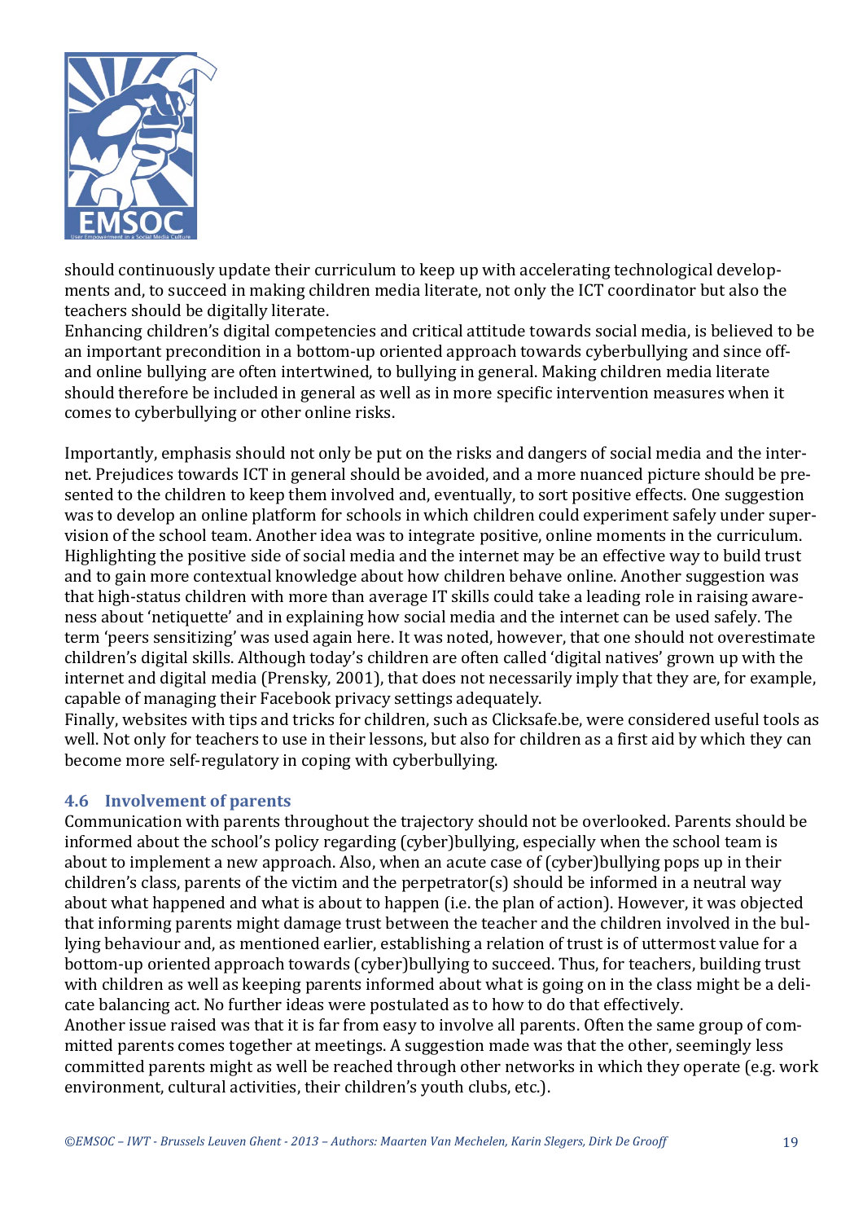should continuously update their curriculum to keep up with accelerating technological developments and, to succeed in making children media literate, not only the ICT coordinator but also the teachers should be digitally literate.
Enhancing children's digital competencies and critical attitude towards social media, is believed to be an important precondition in a bottom-up oriented approach towards cyberbullying and since off- and online bullying are often intertwined, to bullying in general. Making children media literate should therefore be included in general as well as in more specific intervention measures when it comes to cyberbullying or other online risks.

Importantly, emphasis should not only be put on the risks and dangers of social media and the internet. Prejudices towards ICT in general should be avoided, and a more nuanced picture should be presented to the children to keep them involved and, eventually, to sort positive effects. One suggestion was to develop an online platform for schools in which children could experiment safely under supervision of the school team. Another idea was to integrate positive, online moments in the curriculum. Highlighting the positive side of social media and the internet may be an effective way to build trust and to gain more contextual knowledge about how children behave online. Another suggestion was that high-status children with more than average IT skills could take a leading role in raising awareness about 'netiquette' and in explaining how social media and the internet can be used safely. The term 'peers sensitizing' was used again here. It was noted, however, that one should not overestimate children's digital skills. Although today's children are often called 'digital natives' grown up with the internet and digital media (Prensky, 2001), that does not necessarily imply that they are, for example, capable of managing their Facebook privacy settings adequately.
Finally, websites with tips and tricks for children, such as Clicksafe.be, were considered useful tools as well. Not only for teachers to use in their lessons, but also for children as a first aid by which they can become more self-regulatory in coping with cyberbullying.

### 4.6 Involvement of parents

Communication with parents throughout the trajectory should not be overlooked. Parents should be informed about the school's policy regarding (cyber)bullying, especially when the school team is about to implement a new approach. Also, when an acute case of (cyber)bullying pops up in their children's class, parents of the victim and the perpetrator(s) should be informed in a neutral way about what happened and what is about to happen (i.e. the plan of action). However, it was objected that informing parents might damage trust between the teacher and the children involved in the bullying behaviour and, as mentioned earlier, establishing a relation of trust is of uttermost value for a bottom-up oriented approach towards (cyber)bullying to succeed. Thus, for teachers, building trust with children as well as keeping parents informed about what is going on in the class might be a delicate balancing act. No further ideas were postulated as to how to do that effectively.
Another issue raised was that it is far from easy to involve all parents. Often the same group of committed parents comes together at meetings. A suggestion made was that the other, seemingly less committed parents might as well be reached through other networks in which they operate (e.g. work environment, cultural activities, their children's youth clubs, etc.).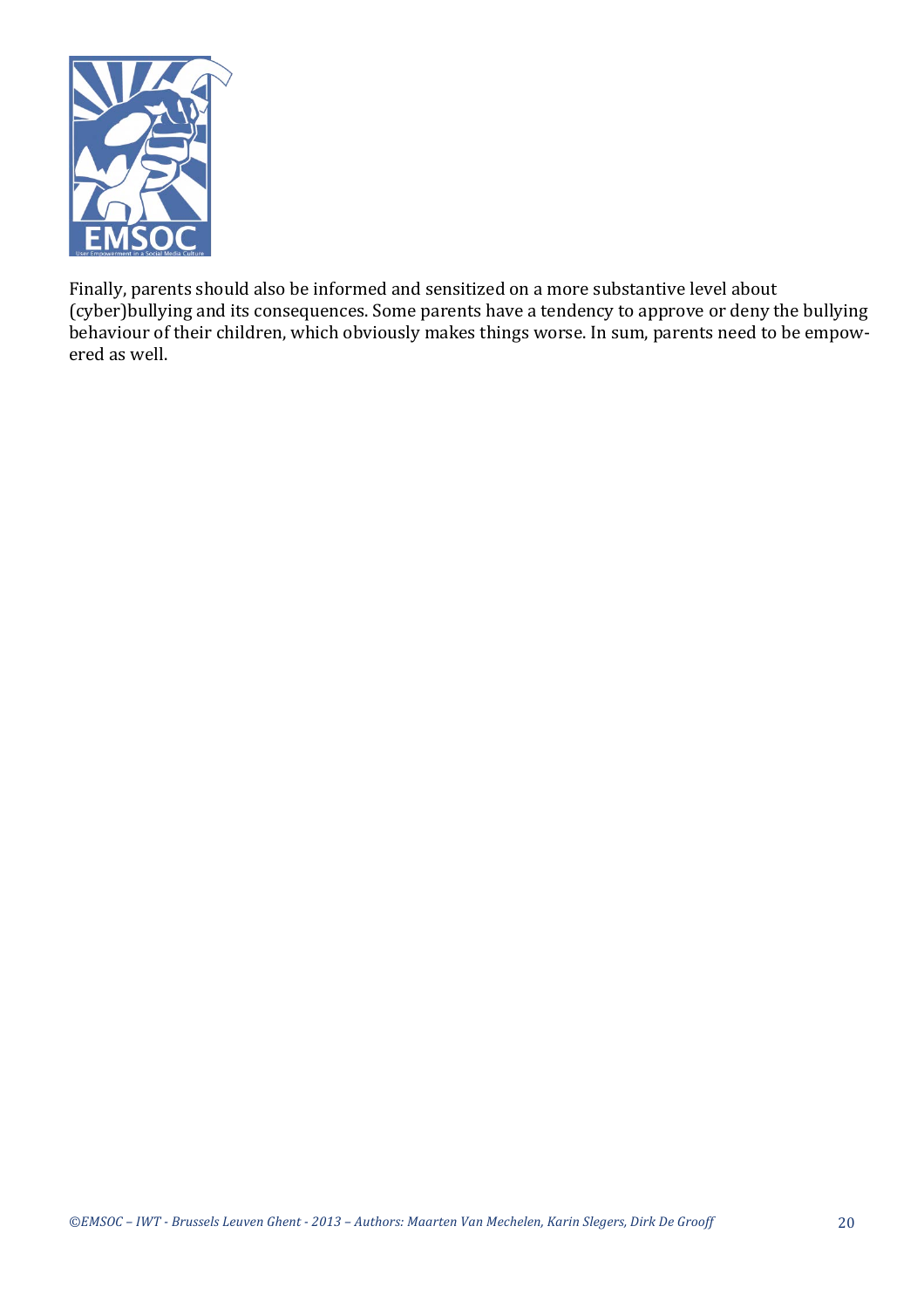Finally, parents should also be informed and sensitized on a more substantive level about (cyber)bullying and its consequences. Some parents have a tendency to approve or deny the bullying behaviour of their children, which obviously makes things worse. In sum, parents need to be empowered as well.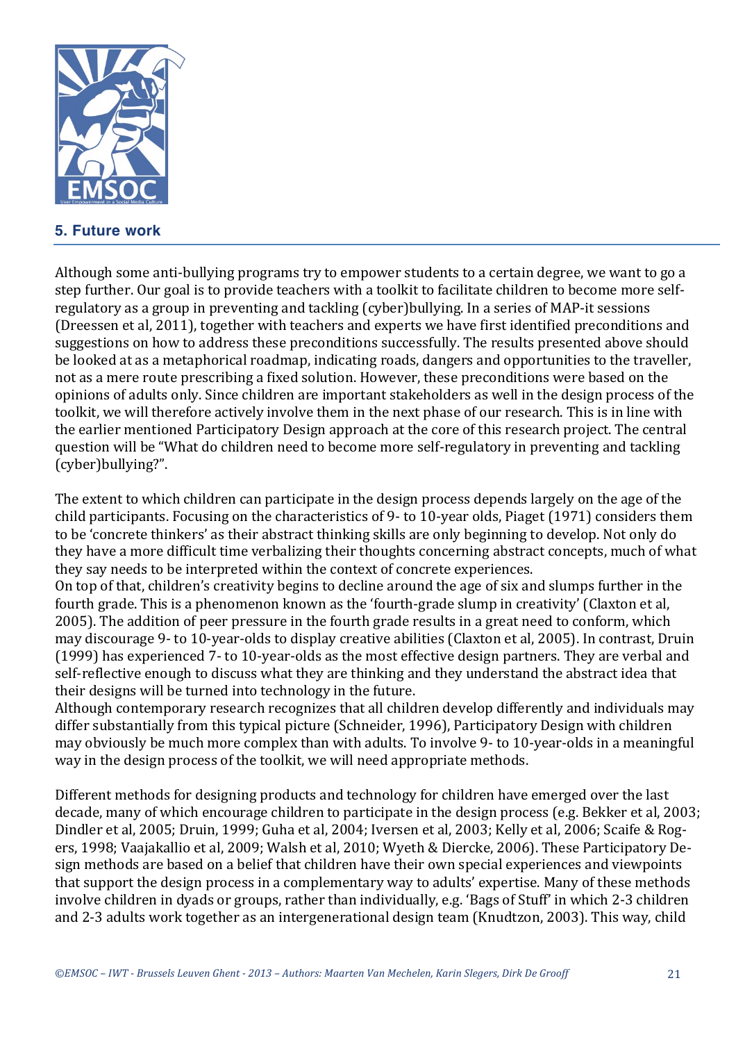## 5. Future work

Although some anti-bullying programs try to empower students to a certain degree, we want to go a step further. Our goal is to provide teachers with a toolkit to facilitate children to become more self-regulatory as a group in preventing and tackling (cyber)bullying. In a series of MAP-it sessions (Dreessen et al, 2011), together with teachers and experts we have first identified preconditions and suggestions on how to address these preconditions successfully. The results presented above should be looked at as a metaphorical roadmap, indicating roads, dangers and opportunities to the traveller, not as a mere route prescribing a fixed solution. However, these preconditions were based on the opinions of adults only. Since children are important stakeholders as well in the design process of the toolkit, we will therefore actively involve them in the next phase of our research. This is in line with the earlier mentioned Participatory Design approach at the core of this research project. The central question will be "What do children need to become more self-regulatory in preventing and tackling (cyber)bullying?".

The extent to which children can participate in the design process depends largely on the age of the child participants. Focusing on the characteristics of 9- to 10-year olds, Piaget (1971) considers them to be 'concrete thinkers' as their abstract thinking skills are only beginning to develop. Not only do they have a more difficult time verbalizing their thoughts concerning abstract concepts, much of what they say needs to be interpreted within the context of concrete experiences.
On top of that, children's creativity begins to decline around the age of six and slumps further in the fourth grade. This is a phenomenon known as the 'fourth-grade slump in creativity' (Claxton et al, 2005). The addition of peer pressure in the fourth grade results in a great need to conform, which may discourage 9- to 10-year-olds to display creative abilities (Claxton et al, 2005). In contrast, Druin (1999) has experienced 7- to 10-year-olds as the most effective design partners. They are verbal and self-reflective enough to discuss what they are thinking and they understand the abstract idea that their designs will be turned into technology in the future.
Although contemporary research recognizes that all children develop differently and individuals may differ substantially from this typical picture (Schneider, 1996), Participatory Design with children may obviously be much more complex than with adults. To involve 9- to 10-year-olds in a meaningful way in the design process of the toolkit, we will need appropriate methods.

Different methods for designing products and technology for children have emerged over the last decade, many of which encourage children to participate in the design process (e.g. Bekker et al, 2003; Dindler et al, 2005; Druin, 1999; Guha et al, 2004; Iversen et al, 2003; Kelly et al, 2006; Scaife & Rogers, 1998; Vaajakallio et al, 2009; Walsh et al, 2010; Wyeth & Diercke, 2006). These Participatory Design methods are based on a belief that children have their own special experiences and viewpoints that support the design process in a complementary way to adults' expertise. Many of these methods involve children in dyads or groups, rather than individually, e.g. 'Bags of Stuff' in which 2-3 children and 2-3 adults work together as an intergenerational design team (Knudtzon, 2003). This way, child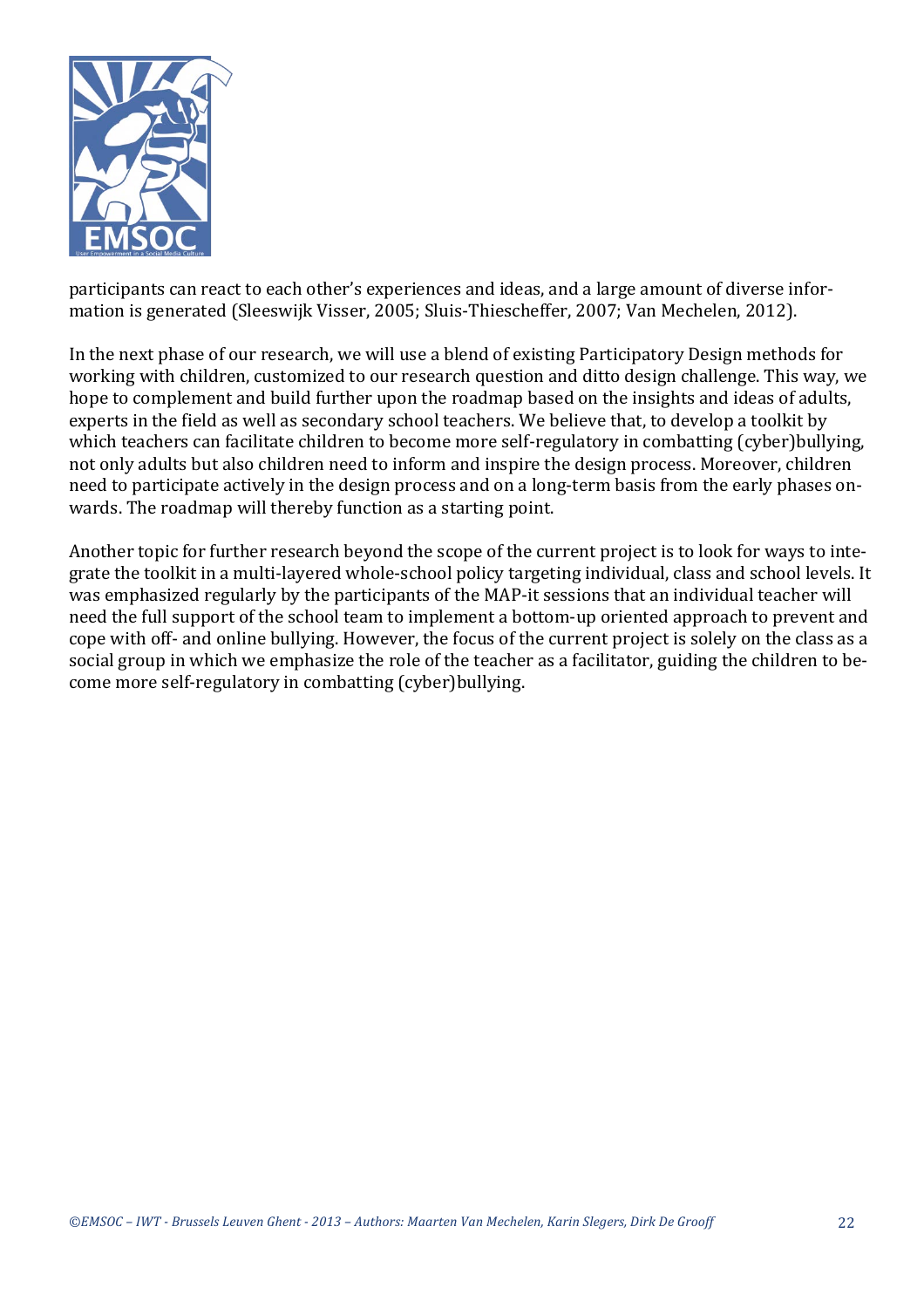participants can react to each other's experiences and ideas, and a large amount of diverse information is generated (Sleeswijk Visser, 2005; Sluis-Thiescheffer, 2007; Van Mechelen, 2012).

In the next phase of our research, we will use a blend of existing Participatory Design methods for working with children, customized to our research question and ditto design challenge. This way, we hope to complement and build further upon the roadmap based on the insights and ideas of adults, experts in the field as well as secondary school teachers. We believe that, to develop a toolkit by which teachers can facilitate children to become more self-regulatory in combatting (cyber)bullying, not only adults but also children need to inform and inspire the design process. Moreover, children need to participate actively in the design process and on a long-term basis from the early phases onwards. The roadmap will thereby function as a starting point.

Another topic for further research beyond the scope of the current project is to look for ways to integrate the toolkit in a multi-layered whole-school policy targeting individual, class and school levels. It was emphasized regularly by the participants of the MAP-it sessions that an individual teacher will need the full support of the school team to implement a bottom-up oriented approach to prevent and cope with off- and online bullying. However, the focus of the current project is solely on the class as a social group in which we emphasize the role of the teacher as a facilitator, guiding the children to become more self-regulatory in combatting (cyber)bullying.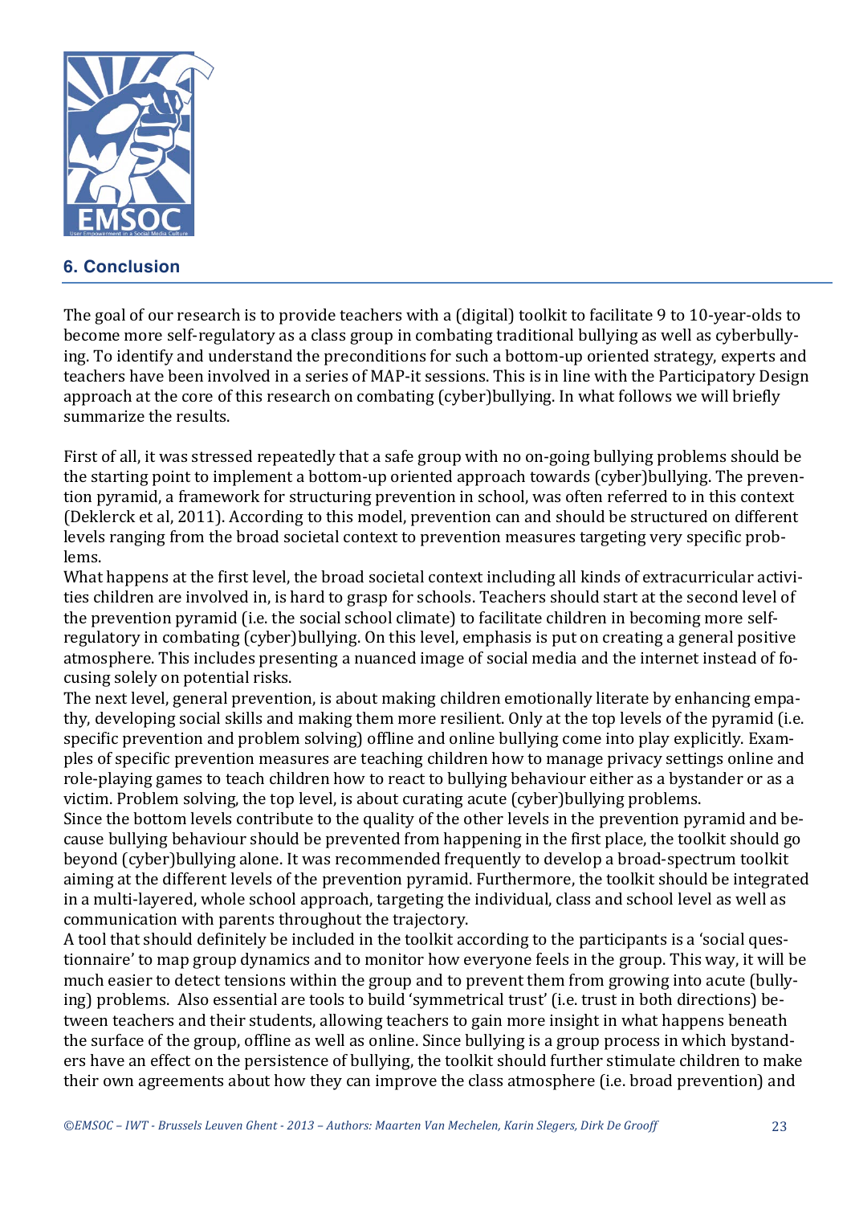## 6. Conclusion

The goal of our research is to provide teachers with a (digital) toolkit to facilitate 9 to 10-year-olds to become more self-regulatory as a class group in combating traditional bullying as well as cyberbullying. To identify and understand the preconditions for such a bottom-up oriented strategy, experts and teachers have been involved in a series of MAP-it sessions. This is in line with the Participatory Design approach at the core of this research on combating (cyber)bullying. In what follows we will briefly summarize the results.

First of all, it was stressed repeatedly that a safe group with no on-going bullying problems should be the starting point to implement a bottom-up oriented approach towards (cyber)bullying. The prevention pyramid, a framework for structuring prevention in school, was often referred to in this context (Deklerck et al, 2011). According to this model, prevention can and should be structured on different levels ranging from the broad societal context to prevention measures targeting very specific problems.

What happens at the first level, the broad societal context including all kinds of extracurricular activities children are involved in, is hard to grasp for schools. Teachers should start at the second level of the prevention pyramid (i.e. the social school climate) to facilitate children in becoming more self-regulatory in combating (cyber)bullying. On this level, emphasis is put on creating a general positive atmosphere. This includes presenting a nuanced image of social media and the internet instead of focusing solely on potential risks.

The next level, general prevention, is about making children emotionally literate by enhancing empathy, developing social skills and making them more resilient. Only at the top levels of the pyramid (i.e. specific prevention and problem solving) offline and online bullying come into play explicitly. Examples of specific prevention measures are teaching children how to manage privacy settings online and role-playing games to teach children how to react to bullying behaviour either as a bystander or as a victim. Problem solving, the top level, is about curating acute (cyber)bullying problems.

Since the bottom levels contribute to the quality of the other levels in the prevention pyramid and because bullying behaviour should be prevented from happening in the first place, the toolkit should go beyond (cyber)bullying alone. It was recommended frequently to develop a broad-spectrum toolkit aiming at the different levels of the prevention pyramid. Furthermore, the toolkit should be integrated in a multi-layered, whole school approach, targeting the individual, class and school level as well as communication with parents throughout the trajectory.

A tool that should definitely be included in the toolkit according to the participants is a 'social questionnaire' to map group dynamics and to monitor how everyone feels in the group. This way, it will be much easier to detect tensions within the group and to prevent them from growing into acute (bullying) problems. Also essential are tools to build 'symmetrical trust' (i.e. trust in both directions) between teachers and their students, allowing teachers to gain more insight in what happens beneath the surface of the group, offline as well as online. Since bullying is a group process in which bystanders have an effect on the persistence of bullying, the toolkit should further stimulate children to make their own agreements about how they can improve the class atmosphere (i.e. broad prevention) and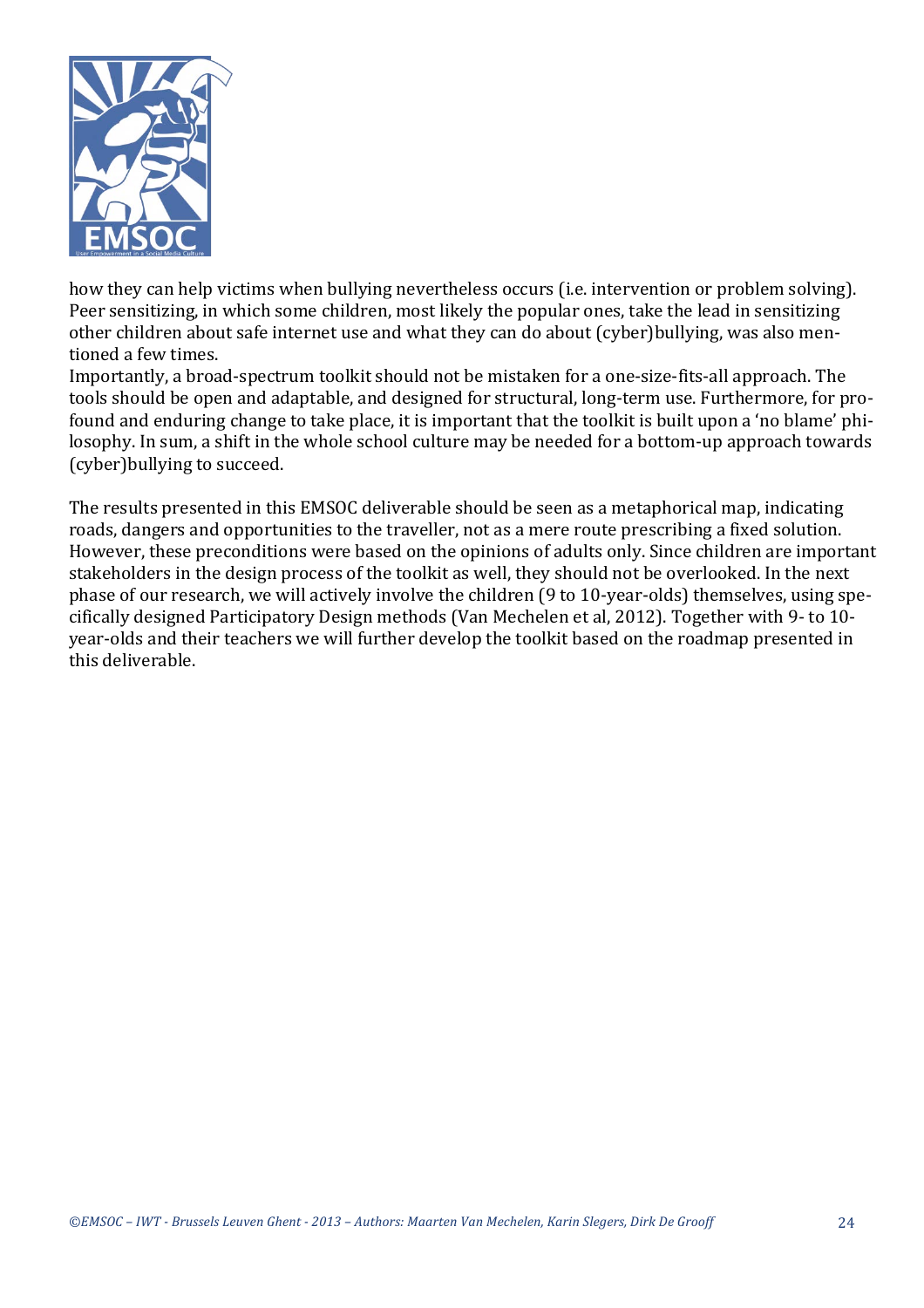how they can help victims when bullying nevertheless occurs (i.e. intervention or problem solving). Peer sensitizing, in which some children, most likely the popular ones, take the lead in sensitizing other children about safe internet use and what they can do about (cyber)bullying, was also mentioned a few times.

Importantly, a broad-spectrum toolkit should not be mistaken for a one-size-fits-all approach. The tools should be open and adaptable, and designed for structural, long-term use. Furthermore, for profound and enduring change to take place, it is important that the toolkit is built upon a 'no blame' philosophy. In sum, a shift in the whole school culture may be needed for a bottom-up approach towards (cyber)bullying to succeed.

The results presented in this EMSOC deliverable should be seen as a metaphorical map, indicating roads, dangers and opportunities to the traveller, not as a mere route prescribing a fixed solution. However, these preconditions were based on the opinions of adults only. Since children are important stakeholders in the design process of the toolkit as well, they should not be overlooked. In the next phase of our research, we will actively involve the children (9 to 10-year-olds) themselves, using specifically designed Participatory Design methods (Van Mechelen et al, 2012). Together with 9- to 10-year-olds and their teachers we will further develop the toolkit based on the roadmap presented in this deliverable.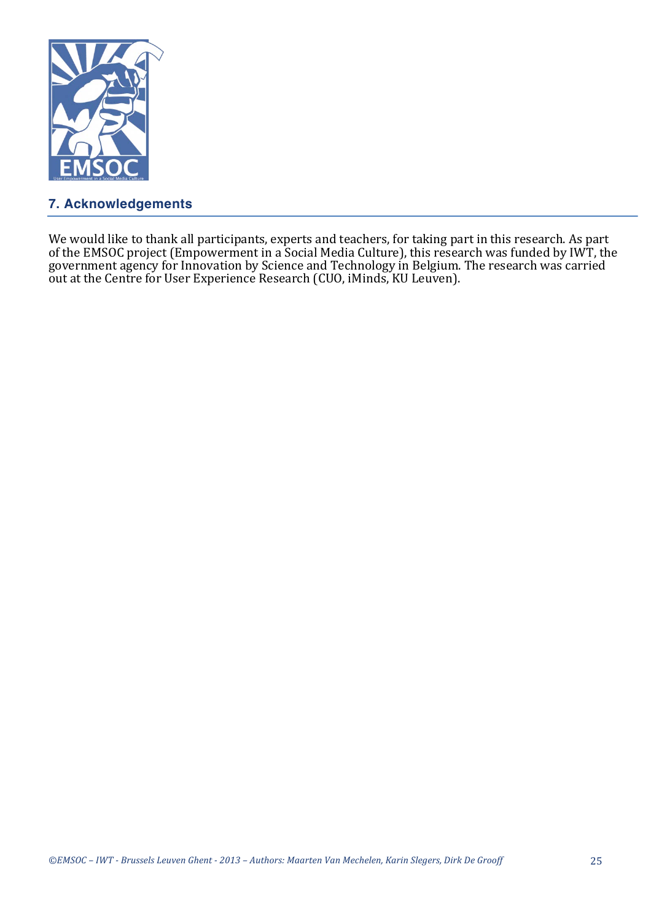## 7. Acknowledgements

We would like to thank all participants, experts and teachers, for taking part in this research. As part of the EMSOC project (Empowerment in a Social Media Culture), this research was funded by IWT, the government agency for Innovation by Science and Technology in Belgium. The research was carried out at the Centre for User Experience Research (CUO, iMinds, KU Leuven).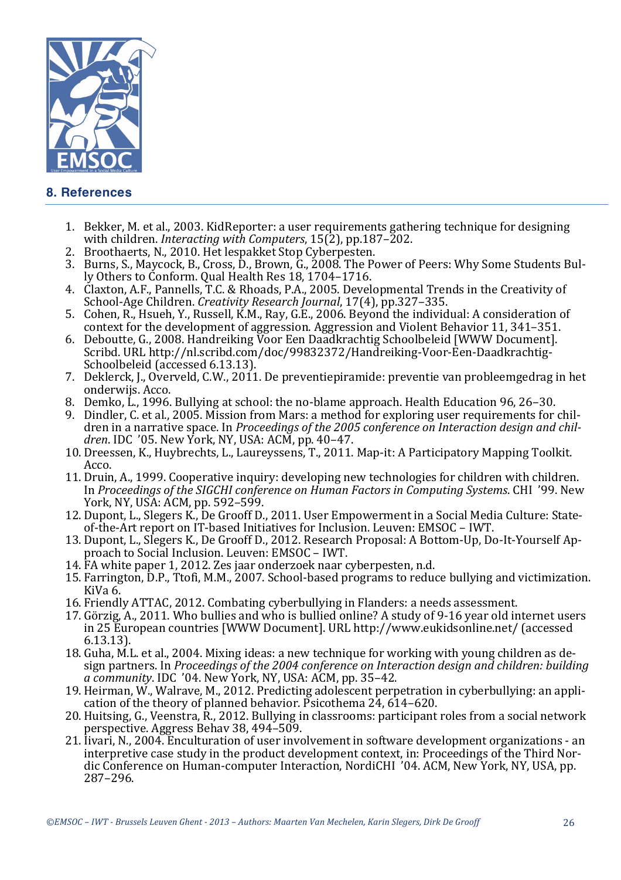## 8. References

1. Bekker, M. et al., 2003. KidReporter: a user requirements gathering technique for designing with children. *Interacting with Computers*, 15(2), pp.187–202.
2. Broothaerts, N., 2010. Het lespakket Stop Cyberpesten.
3. Burns, S., Maycock, B., Cross, D., Brown, G., 2008. The Power of Peers: Why Some Students Bully Others to Conform. Qual Health Res 18, 1704–1716.
4. Claxton, A.F., Pannells, T.C. & Rhoads, P.A., 2005. Developmental Trends in the Creativity of School-Age Children. *Creativity Research Journal*, 17(4), pp.327–335.
5. Cohen, R., Hsueh, Y., Russell, K.M., Ray, G.E., 2006. Beyond the individual: A consideration of context for the development of aggression. Aggression and Violent Behavior 11, 341–351.
6. Deboutte, G., 2008. Handreiking Voor Een Daadkrachtig Schoolbeleid [WWW Document]. Scribd. URL http://nl.scribd.com/doc/99832372/Handreiking-Voor-Een-Daadkrachtig-Schoolbeleid (accessed 6.13.13).
7. Deklerck, J., Overveld, C.W., 2011. De preventiepiramide: preventie van probleemgedrag in het onderwijs. Acco.
8. Demko, L., 1996. Bullying at school: the no-blame approach. Health Education 96, 26–30.
9. Dindler, C. et al., 2005. Mission from Mars: a method for exploring user requirements for children in a narrative space. In *Proceedings of the 2005 conference on Interaction design and children*. IDC '05. New York, NY, USA: ACM, pp. 40–47.
10. Dreessen, K., Huybrechts, L., Laureyssens, T., 2011. Map-it: A Participatory Mapping Toolkit. Acco.
11. Druin, A., 1999. Cooperative inquiry: developing new technologies for children with children. In *Proceedings of the SIGCHI conference on Human Factors in Computing Systems*. CHI '99. New York, NY, USA: ACM, pp. 592–599.
12. Dupont, L., Slegers K., De Grooff D., 2011. User Empowerment in a Social Media Culture: State-of-the-Art report on IT-based Initiatives for Inclusion. Leuven: EMSOC – IWT.
13. Dupont, L., Slegers K., De Grooff D., 2012. Research Proposal: A Bottom-Up, Do-It-Yourself Approach to Social Inclusion. Leuven: EMSOC – IWT.
14. FA white paper 1, 2012. Zes jaar onderzoek naar cyberpesten, n.d.
15. Farrington, D.P., Ttofi, M.M., 2007. School-based programs to reduce bullying and victimization. KiVa 6.
16. Friendly ATTAC, 2012. Combating cyberbullying in Flanders: a needs assessment.
17. Görzig, A., 2011. Who bullies and who is bullied online? A study of 9-16 year old internet users in 25 European countries [WWW Document]. URL http://www.eukidsonline.net/ (accessed 6.13.13).
18. Guha, M.L. et al., 2004. Mixing ideas: a new technique for working with young children as design partners. In *Proceedings of the 2004 conference on Interaction design and children: building a community*. IDC '04. New York, NY, USA: ACM, pp. 35–42.
19. Heirman, W., Walrave, M., 2012. Predicting adolescent perpetration in cyberbullying: an application of the theory of planned behavior. Psicothema 24, 614–620.
20. Huitsing, G., Veenstra, R., 2012. Bullying in classrooms: participant roles from a social network perspective. Aggress Behav 38, 494–509.
21. Iivari, N., 2004. Enculturation of user involvement in software development organizations - an interpretive case study in the product development context, in: Proceedings of the Third Nordic Conference on Human-computer Interaction, NordiCHI '04. ACM, New York, NY, USA, pp. 287–296.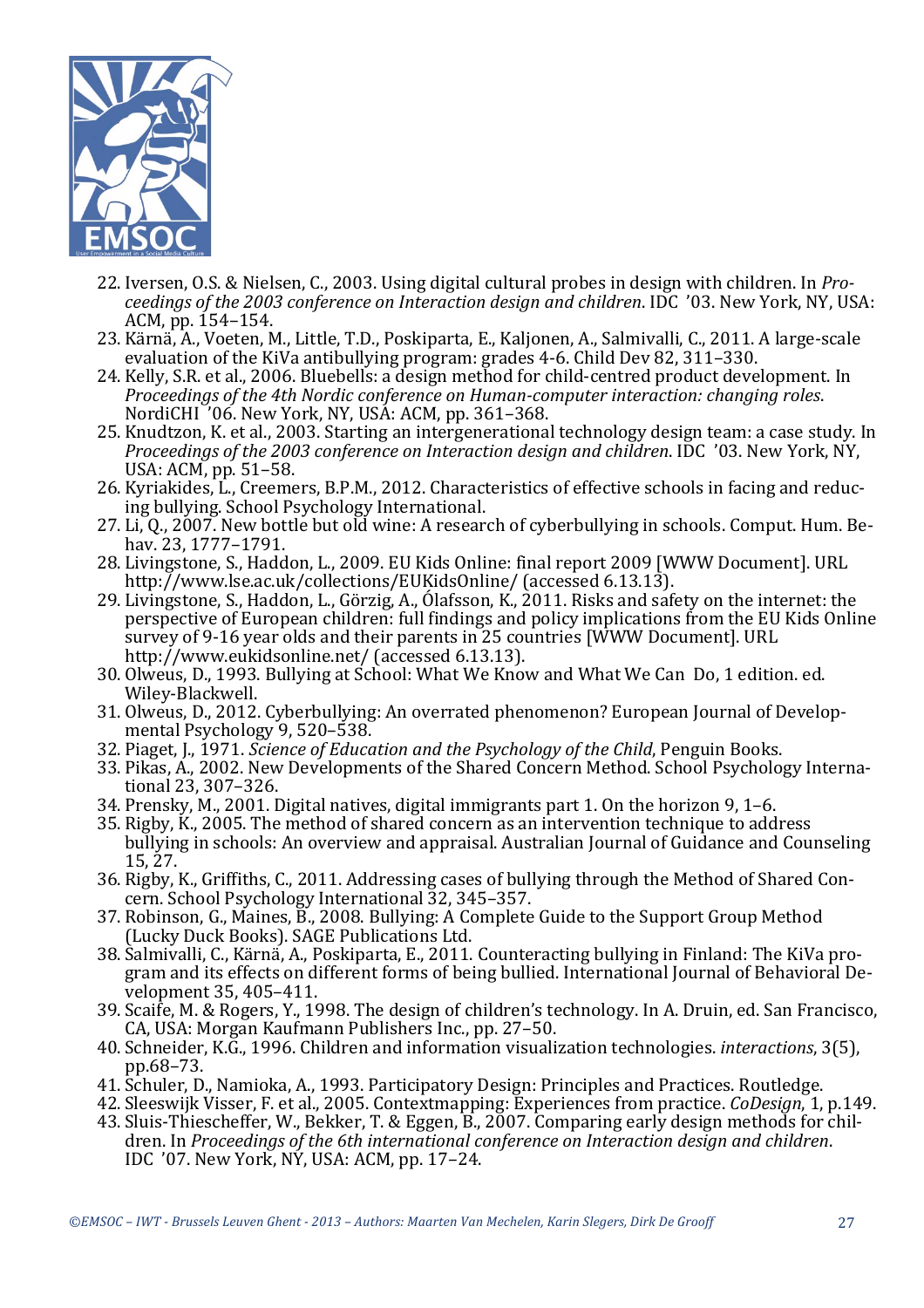22. Iversen, O.S. & Nielsen, C., 2003. Using digital cultural probes in design with children. In *Proceedings of the 2003 conference on Interaction design and children*. IDC '03. New York, NY, USA: ACM, pp. 154–154.
23. Kärnä, A., Voeten, M., Little, T.D., Poskiparta, E., Kaljonen, A., Salmivalli, C., 2011. A large-scale evaluation of the KiVa antibullying program: grades 4-6. Child Dev 82, 311–330.
24. Kelly, S.R. et al., 2006. Bluebells: a design method for child-centred product development. In *Proceedings of the 4th Nordic conference on Human-computer interaction: changing roles*. NordiCHI '06. New York, NY, USA: ACM, pp. 361–368.
25. Knudtzon, K. et al., 2003. Starting an intergenerational technology design team: a case study. In *Proceedings of the 2003 conference on Interaction design and children*. IDC '03. New York, NY, USA: ACM, pp. 51–58.
26. Kyriakides, L., Creemers, B.P.M., 2012. Characteristics of effective schools in facing and reducing bullying. School Psychology International.
27. Li, Q., 2007. New bottle but old wine: A research of cyberbullying in schools. Comput. Hum. Behav. 23, 1777–1791.
28. Livingstone, S., Haddon, L., 2009. EU Kids Online: final report 2009 [WWW Document]. URL http://www.lse.ac.uk/collections/EUKidsOnline/ (accessed 6.13.13).
29. Livingstone, S., Haddon, L., Görzig, A., Ólafsson, K., 2011. Risks and safety on the internet: the perspective of European children: full findings and policy implications from the EU Kids Online survey of 9-16 year olds and their parents in 25 countries [WWW Document]. URL http://www.eukidsonline.net/ (accessed 6.13.13).
30. Olweus, D., 1993. Bullying at School: What We Know and What We Can Do, 1 edition. ed. Wiley-Blackwell.
31. Olweus, D., 2012. Cyberbullying: An overrated phenomenon? European Journal of Developmental Psychology 9, 520–538.
32. Piaget, J., 1971. *Science of Education and the Psychology of the Child*, Penguin Books.
33. Pikas, A., 2002. New Developments of the Shared Concern Method. School Psychology International 23, 307–326.
34. Prensky, M., 2001. Digital natives, digital immigrants part 1. On the horizon 9, 1–6.
35. Rigby, K., 2005. The method of shared concern as an intervention technique to address bullying in schools: An overview and appraisal. Australian Journal of Guidance and Counseling 15, 27.
36. Rigby, K., Griffiths, C., 2011. Addressing cases of bullying through the Method of Shared Concern. School Psychology International 32, 345–357.
37. Robinson, G., Maines, B., 2008. Bullying: A Complete Guide to the Support Group Method (Lucky Duck Books). SAGE Publications Ltd.
38. Salmivalli, C., Kärnä, A., Poskiparta, E., 2011. Counteracting bullying in Finland: The KiVa program and its effects on different forms of being bullied. International Journal of Behavioral Development 35, 405–411.
39. Scaife, M. & Rogers, Y., 1998. The design of children's technology. In A. Druin, ed. San Francisco, CA, USA: Morgan Kaufmann Publishers Inc., pp. 27–50.
40. Schneider, K.G., 1996. Children and information visualization technologies. *interactions*, 3(5), pp.68–73.
41. Schuler, D., Namioka, A., 1993. Participatory Design: Principles and Practices. Routledge.
42. Sleeswijk Visser, F. et al., 2005. Contextmapping: Experiences from practice. *CoDesign*, 1, p.149.
43. Sluis-Thiescheffer, W., Bekker, T. & Eggen, B., 2007. Comparing early design methods for children. In *Proceedings of the 6th international conference on Interaction design and children*. IDC '07. New York, NY, USA: ACM, pp. 17–24.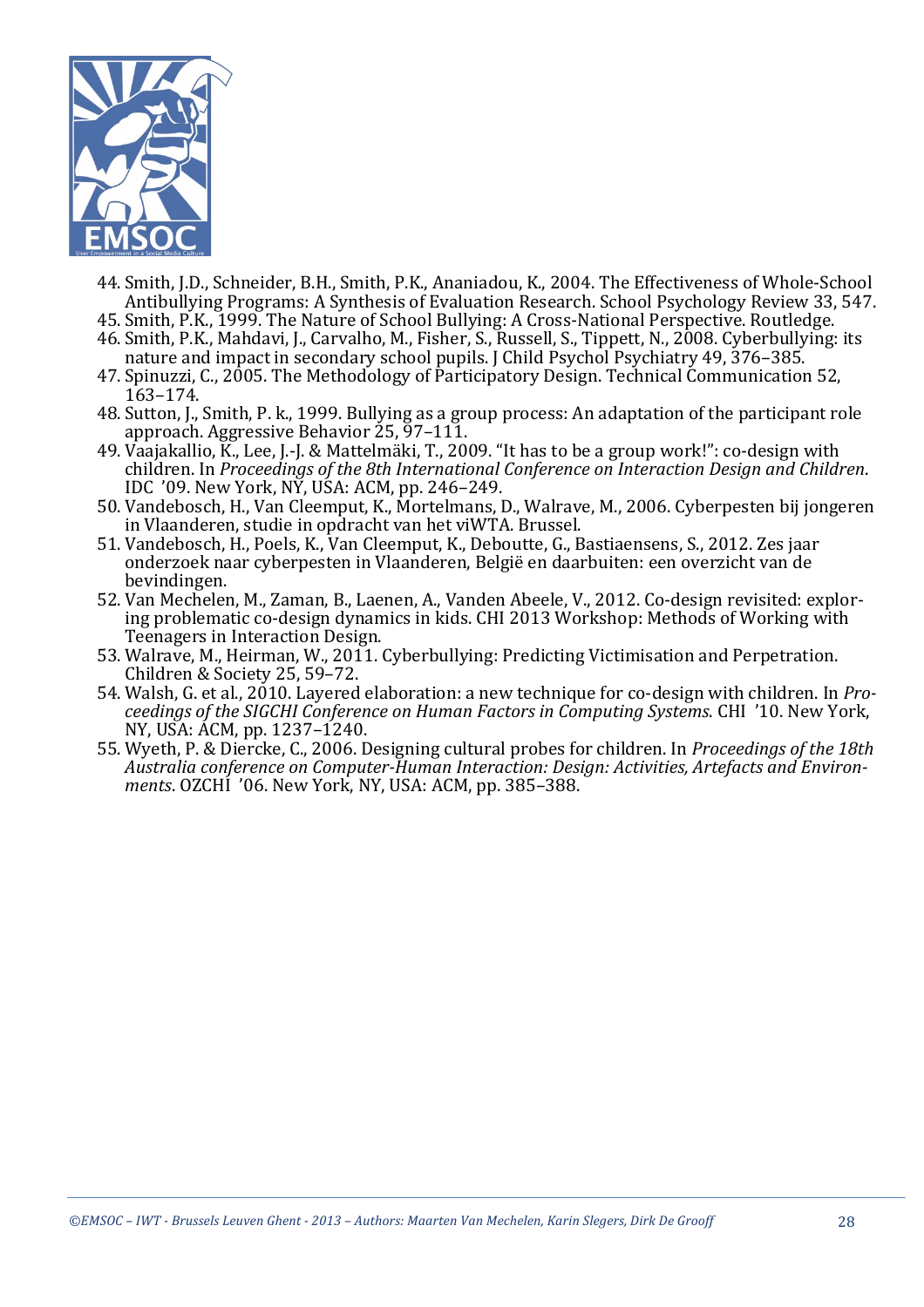44. Smith, J.D., Schneider, B.H., Smith, P.K., Ananiadou, K., 2004. The Effectiveness of Whole-School Antibullying Programs: A Synthesis of Evaluation Research. School Psychology Review 33, 547.
45. Smith, P.K., 1999. The Nature of School Bullying: A Cross-National Perspective. Routledge.
46. Smith, P.K., Mahdavi, J., Carvalho, M., Fisher, S., Russell, S., Tippett, N., 2008. Cyberbullying: its nature and impact in secondary school pupils. J Child Psychol Psychiatry 49, 376–385.
47. Spinuzzi, C., 2005. The Methodology of Participatory Design. Technical Communication 52, 163–174.
48. Sutton, J., Smith, P. k., 1999. Bullying as a group process: An adaptation of the participant role approach. Aggressive Behavior 25, 97–111.
49. Vaajakallio, K., Lee, J.-J. & Mattelmäki, T., 2009. "It has to be a group work!": co-design with children. In *Proceedings of the 8th International Conference on Interaction Design and Children*. IDC '09. New York, NY, USA: ACM, pp. 246–249.
50. Vandebosch, H., Van Cleemput, K., Mortelmans, D., Walrave, M., 2006. Cyberpesten bij jongeren in Vlaanderen, studie in opdracht van het viWTA. Brussel.
51. Vandebosch, H., Poels, K., Van Cleemput, K., Deboutte, G., Bastiaensens, S., 2012. Zes jaar onderzoek naar cyberpesten in Vlaanderen, België en daarbuiten: een overzicht van de bevindingen.
52. Van Mechelen, M., Zaman, B., Laenen, A., Vanden Abeele, V., 2012. Co-design revisited: exploring problematic co-design dynamics in kids. CHI 2013 Workshop: Methods of Working with Teenagers in Interaction Design.
53. Walrave, M., Heirman, W., 2011. Cyberbullying: Predicting Victimisation and Perpetration. Children & Society 25, 59–72.
54. Walsh, G. et al., 2010. Layered elaboration: a new technique for co-design with children. In *Proceedings of the SIGCHI Conference on Human Factors in Computing Systems*. CHI '10. New York, NY, USA: ACM, pp. 1237–1240.
55. Wyeth, P. & Diercke, C., 2006. Designing cultural probes for children. In *Proceedings of the 18th Australia conference on Computer-Human Interaction: Design: Activities, Artefacts and Environments*. OZCHI '06. New York, NY, USA: ACM, pp. 385–388.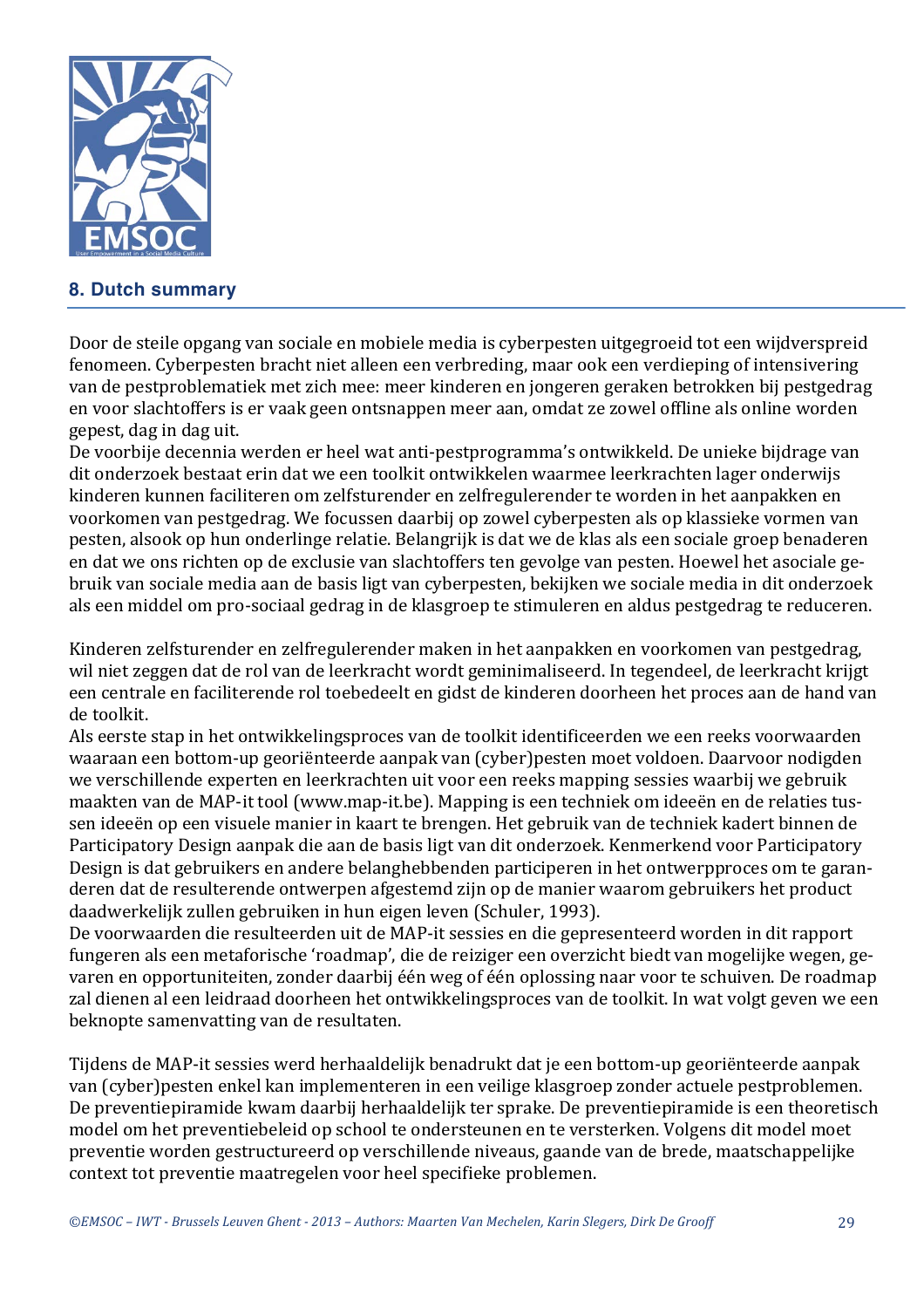## 8. Dutch summary

Door de steile opgang van sociale en mobiele media is cyberpesten uitgegroeid tot een wijdverspreid fenomeen. Cyberpesten bracht niet alleen een verbreding, maar ook een verdieping of intensivering van de pestproblematiek met zich mee: meer kinderen en jongeren geraken betrokken bij pestgedrag en voor slachtoffers is er vaak geen ontsnappen meer aan, omdat ze zowel offline als online worden gepest, dag in dag uit.

De voorbije decennia werden er heel wat anti-pestprogramma's ontwikkeld. De unieke bijdrage van dit onderzoek bestaat erin dat we een toolkit ontwikkelen waarmee leerkrachten lager onderwijs kinderen kunnen faciliteren om zelfsturender en zelfregulerender te worden in het aanpakken en voorkomen van pestgedrag. We focussen daarbij op zowel cyberpesten als op klassieke vormen van pesten, alsook op hun onderlinge relatie. Belangrijk is dat we de klas als een sociale groep benaderen en dat we ons richten op de exclusie van slachtoffers ten gevolge van pesten. Hoewel het asociale gebruik van sociale media aan de basis ligt van cyberpesten, bekijken we sociale media in dit onderzoek als een middel om pro-sociaal gedrag in de klasgroep te stimuleren en aldus pestgedrag te reduceren.

Kinderen zelfsturender en zelfregulerender maken in het aanpakken en voorkomen van pestgedrag, wil niet zeggen dat de rol van de leerkracht wordt geminimaliseerd. In tegendeel, de leerkracht krijgt een centrale en faciliterende rol toebedeelt en gidst de kinderen doorheen het proces aan de hand van de toolkit.

Als eerste stap in het ontwikkelingsproces van de toolkit identificeerden we een reeks voorwaarden waaraan een bottom-up georiënteerde aanpak van (cyber)pesten moet voldoen. Daarvoor nodigden we verschillende experten en leerkrachten uit voor een reeks mapping sessies waarbij we gebruik maakten van de MAP-it tool (www.map-it.be). Mapping is een techniek om ideeën en de relaties tussen ideeën op een visuele manier in kaart te brengen. Het gebruik van de techniek kadert binnen de Participatory Design aanpak die aan de basis ligt van dit onderzoek. Kenmerkend voor Participatory Design is dat gebruikers en andere belanghebbenden participeren in het ontwerpproces om te garanderen dat de resulterende ontwerpen afgestemd zijn op de manier waarom gebruikers het product daadwerkelijk zullen gebruiken in hun eigen leven (Schuler, 1993).

De voorwaarden die resulteerden uit de MAP-it sessies en die gepresenteerd worden in dit rapport fungeren als een metaforische 'roadmap', die de reiziger een overzicht biedt van mogelijke wegen, gevaren en opportuniteiten, zonder daarbij één weg of één oplossing naar voor te schuiven. De roadmap zal dienen al een leidraad doorheen het ontwikkelingsproces van de toolkit. In wat volgt geven we een beknopte samenvatting van de resultaten.

Tijdens de MAP-it sessies werd herhaaldelijk benadrukt dat je een bottom-up georiënteerde aanpak van (cyber)pesten enkel kan implementeren in een veilige klasgroep zonder actuele pestproblemen. De preventiepiramide kwam daarbij herhaaldelijk ter sprake. De preventiepiramide is een theoretisch model om het preventiebeleid op school te ondersteunen en te versterken. Volgens dit model moet preventie worden gestructureerd op verschillende niveaus, gaande van de brede, maatschappelijke context tot preventie maatregelen voor heel specifieke problemen.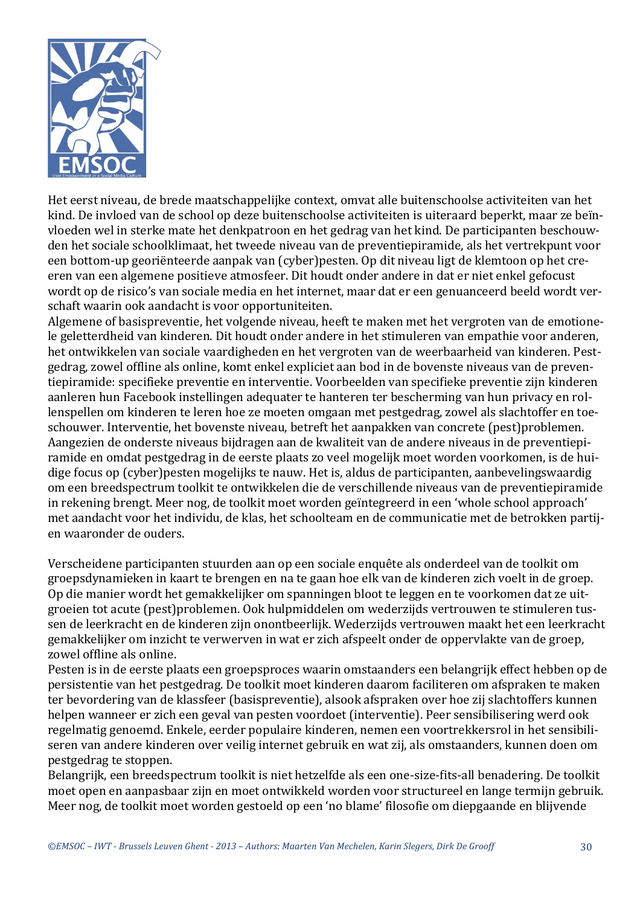Het eerst niveau, de brede maatschappelijke context, omvat alle buitenschoolse activiteiten van het kind. De invloed van de school op deze buitenschoolse activiteiten is uiteraard beperkt, maar ze beïnvloeden wel in sterke mate het denkpatroon en het gedrag van het kind. De participanten beschouwden het sociale schoolklimaat, het tweede niveau van de preventiepiramide, als het vertrekpunt voor een bottom-up georiënteerde aanpak van (cyber)pesten. Op dit niveau ligt de klemtoon op het creëren van een algemene positieve atmosfeer. Dit houdt onder andere in dat er niet enkel gefocust wordt op de risico's van sociale media en het internet, maar dat er een genuanceerd beeld wordt verschaft waarin ook aandacht is voor opportuniteiten.
Algemene of basispreventie, het volgende niveau, heeft te maken met het vergroten van de emotionele geletterdheid van kinderen. Dit houdt onder andere in het stimuleren van empathie voor anderen, het ontwikkelen van sociale vaardigheden en het vergroten van de weerbaarheid van kinderen. Pestgedrag, zowel offline als online, komt enkel expliciet aan bod in de bovenste niveaus van de preventiepiramide: specifieke preventie en interventie. Voorbeelden van specifieke preventie zijn kinderen aanleren hun Facebook instellingen adequater te hanteren ter bescherming van hun privacy en rollenspellen om kinderen te leren hoe ze moeten omgaan met pestgedrag, zowel als slachtoffer en toeschouwer. Interventie, het bovenste niveau, betreft het aanpakken van concrete (pest)problemen. Aangezien de onderste niveaus bijdragen aan de kwaliteit van de andere niveaus in de preventiepiramide en omdat pestgedrag in de eerste plaats zo veel mogelijk moet worden voorkomen, is de huidige focus op (cyber)pesten mogelijks te nauw. Het is, aldus de participanten, aanbevelingswaardig om een breedspectrum toolkit te ontwikkelen die de verschillende niveaus van de preventiepiramide in rekening brengt. Meer nog, de toolkit moet worden geïntegreerd in een 'whole school approach' met aandacht voor het individu, de klas, het schoolteam en de communicatie met de betrokken partijen waaronder de ouders.

Verscheidene participanten stuurden aan op een sociale enquête als onderdeel van de toolkit om groepsdynamieken in kaart te brengen en na te gaan hoe elk van de kinderen zich voelt in de groep. Op die manier wordt het gemakkelijker om spanningen bloot te leggen en te voorkomen dat ze uitgroeien tot acute (pest)problemen. Ook hulpmiddelen om wederzijds vertrouwen te stimuleren tussen de leerkracht en de kinderen zijn onontbeerlijk. Wederzijds vertrouwen maakt het een leerkracht gemakkelijker om inzicht te verwerven in wat er zich afspeelt onder de oppervlakte van de groep, zowel offline als online.
Pesten is in de eerste plaats een groepsproces waarin omstaanders een belangrijk effect hebben op de persistentie van het pestgedrag. De toolkit moet kinderen daarom faciliteren om afspraken te maken ter bevordering van de klassfeer (basispreventie), alsook afspraken over hoe zij slachtoffers kunnen helpen wanneer er zich een geval van pesten voordoet (interventie). Peer sensibilisering werd ook regelmatig genoemd. Enkele, eerder populaire kinderen, nemen een voortrekkersrol in het sensibiliseren van andere kinderen over veilig internet gebruik en wat zij, als omstaanders, kunnen doen om pestgedrag te stoppen.
Belangrijk, een breedspectrum toolkit is niet hetzelfde als een one-size-fits-all benadering. De toolkit moet open en aanpasbaar zijn en moet ontwikkeld worden voor structureel en lange termijn gebruik. Meer nog, de toolkit moet worden gestoeld op een 'no blame' filosofie om diepgaande en blijvende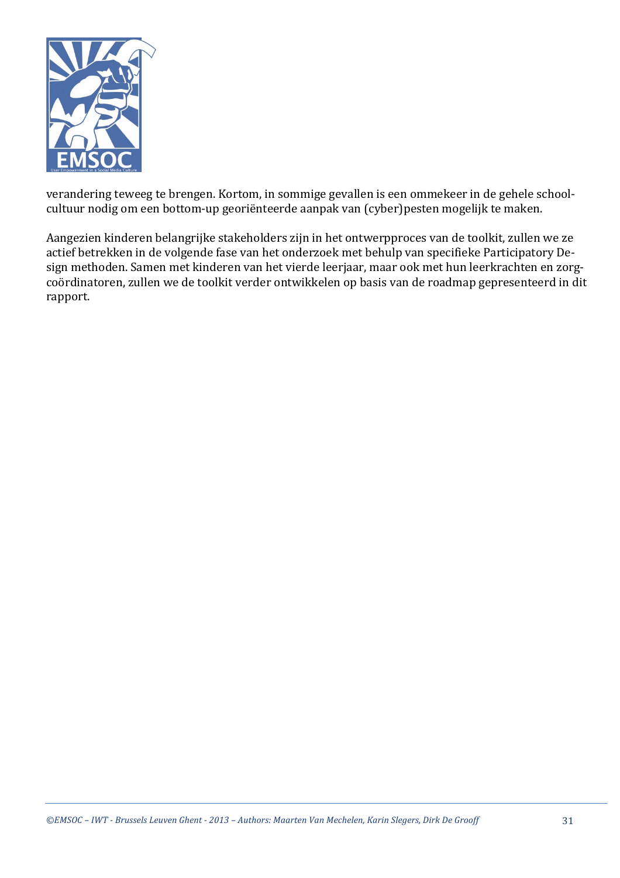verandering teweeg te brengen. Kortom, in sommige gevallen is een ommekeer in de gehele schoolcultuur nodig om een bottom-up georiënteerde aanpak van (cyber)pesten mogelijk te maken.

Aangezien kinderen belangrijke stakeholders zijn in het ontwerpproces van de toolkit, zullen we ze actief betrekken in de volgende fase van het onderzoek met behulp van specifieke Participatory Design methoden. Samen met kinderen van het vierde leerjaar, maar ook met hun leerkrachten en zorgcoördinatoren, zullen we de toolkit verder ontwikkelen op basis van de roadmap gepresenteerd in dit rapport.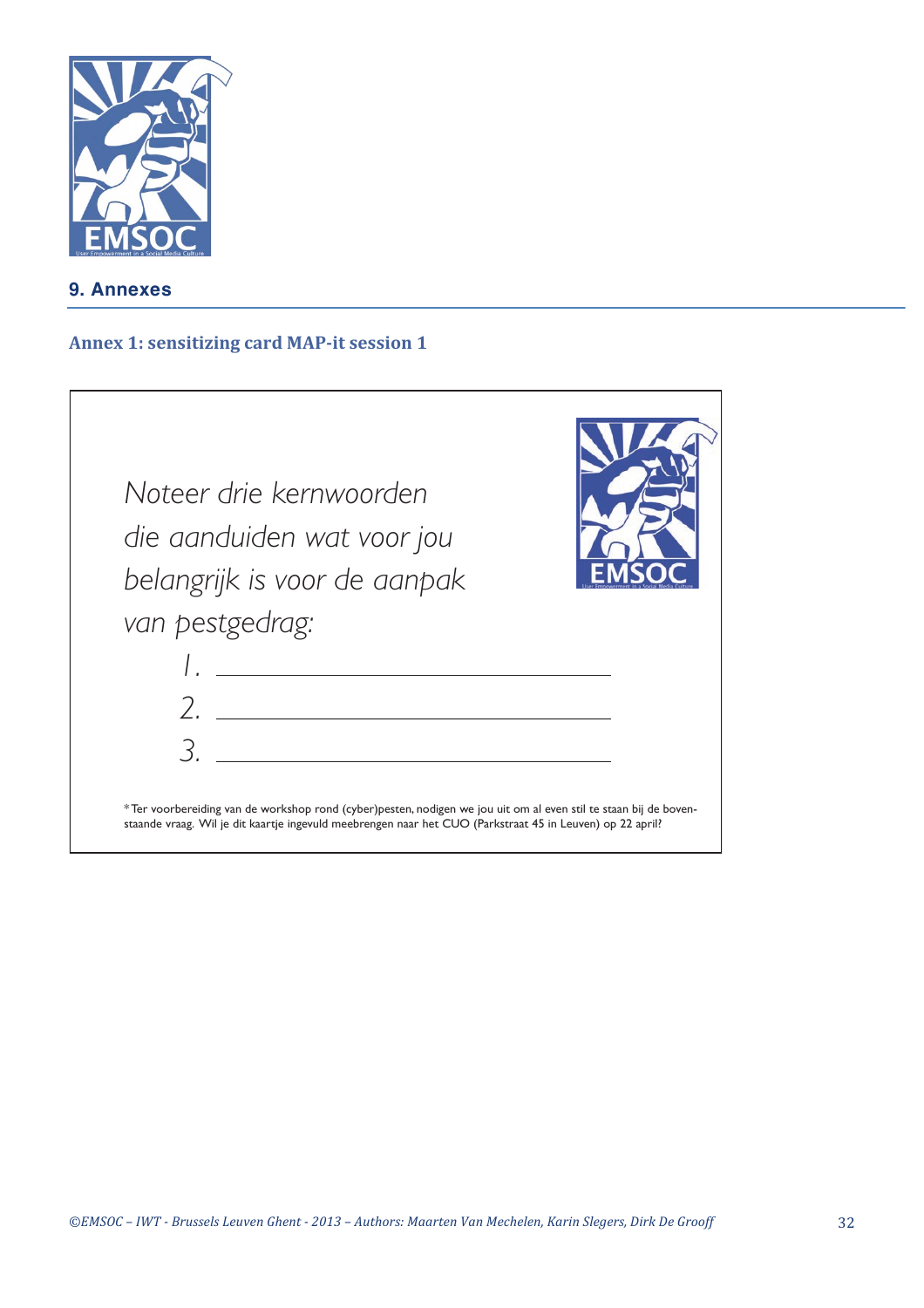## 9. Annexes

### Annex 1: sensitizing card MAP-it session 1

*Noteer drie kernwoorden die aanduiden wat voor jou belangrijk is voor de aanpak van pestgedrag:*

1. ______________________________
2. ______________________________
3. ______________________________

*Ter voorbereiding van de workshop rond (cyber)pesten, nodigen we jou uit om al even stil te staan bij de bovenstaande vraag. Wil je dit kaartje ingevuld meebrengen naar het CUO (Parkstraat 45 in Leuven) op 22 april?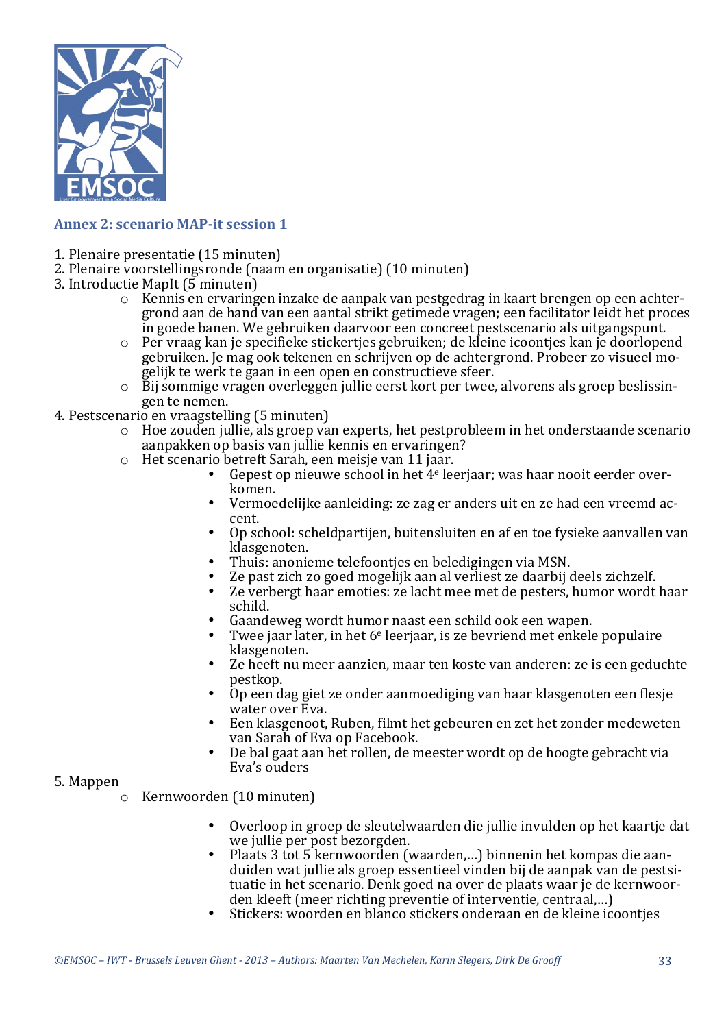## Annex 2: scenario MAP-it session 1

1. Plenaire presentatie (15 minuten)
2. Plenaire voorstellingsronde (naam en organisatie) (10 minuten)
3. Introductie MapIt (5 minuten)
    - Kennis en ervaringen inzake de aanpak van pestgedrag in kaart brengen op een achtergrond aan de hand van een aantal strikt getimede vragen; een facilitator leidt het proces in goede banen. We gebruiken daarvoor een concreet pestscenario als uitgangspunt.
    - Per vraag kan je specifieke stickertjes gebruiken; de kleine icoontjes kan je doorlopend gebruiken. Je mag ook tekenen en schrijven op de achtergrond. Probeer zo visueel mogelijk te werk te gaan in een open en constructieve sfeer.
    - Bij sommige vragen overleggen jullie eerst kort per twee, alvorens als groep beslissingen te nemen.
4. Pestscenario en vraagstelling (5 minuten)
    - Hoe zouden jullie, als groep van experts, het pestprobleem in het onderstaande scenario aanpakken op basis van jullie kennis en ervaringen?
    - Het scenario betreft Sarah, een meisje van 11 jaar.
        - Gepest op nieuwe school in het 4e leerjaar; was haar nooit eerder overkomen.
        - Vermoedelijke aanleiding: ze zag er anders uit en ze had een vreemd accent.
        - Op school: scheldpartijen, buitensluiten en af en toe fysieke aanvallen van klasgenoten.
        - Thuis: anonieme telefoontjes en beledigingen via MSN.
        - Ze past zich zo goed mogelijk aan al verliest ze daarbij deels zichzelf.
        - Ze verbergt haar emoties: ze lacht mee met de pesters, humor wordt haar schild.
        - Gaandeweg wordt humor naast een schild ook een wapen.
        - Twee jaar later, in het 6e leerjaar, is ze bevriend met enkele populaire klasgenoten.
        - Ze heeft nu meer aanzien, maar ten koste van anderen: ze is een geduchte pestkop.
        - Op een dag giet ze onder aanmoediging van haar klasgenoten een flesje water over Eva.
        - Een klasgenoot, Ruben, filmt het gebeuren en zet het zonder medeweten van Sarah of Eva op Facebook.
        - De bal gaat aan het rollen, de meester wordt op de hoogte gebracht via Eva's ouders
5. Mappen
    - Kernwoorden (10 minuten)
        - Overloop in groep de sleutelwaarden die jullie invulden op het kaartje dat we jullie per post bezorgden.
        - Plaats 3 tot 5 kernwoorden (waarden,…) binnenin het kompas die aanduiden wat jullie als groep essentieel vinden bij de aanpak van de pestsituatie in het scenario. Denk goed na over de plaats waar je de kernwoorden kleeft (meer richting preventie of interventie, centraal,…)
        - Stickers: woorden en blanco stickers onderaan en de kleine icoontjes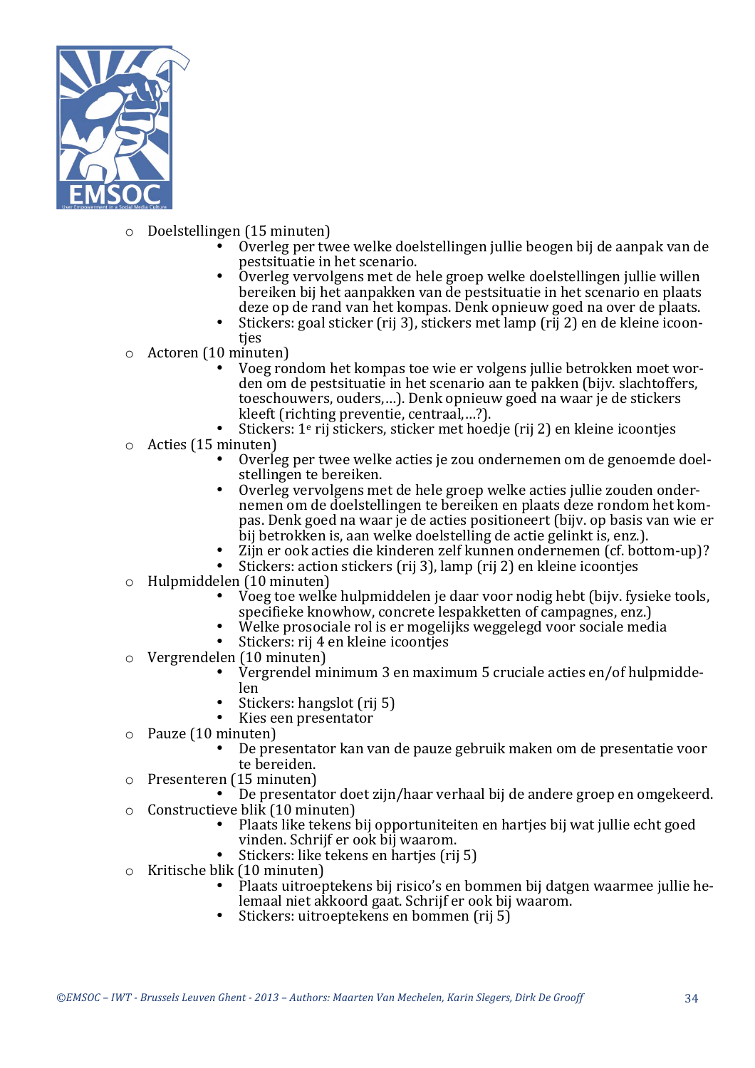- Doelstellingen (15 minuten)
  - Overleg per twee welke doelstellingen jullie beogen bij de aanpak van de pestsituatie in het scenario.
  - Overleg vervolgens met de hele groep welke doelstellingen jullie willen bereiken bij het aanpakken van de pestsituatie in het scenario en plaats deze op de rand van het kompas. Denk opnieuw goed na over de plaats.
  - Stickers: goal sticker (rij 3), stickers met lamp (rij 2) en de kleine icoontjes
- Actoren (10 minuten)
  - Voeg rondom het kompas toe wie er volgens jullie betrokken moet worden om de pestsituatie in het scenario aan te pakken (bijv. slachtoffers, toeschouwers, ouders,…). Denk opnieuw goed na waar je de stickers kleeft (richting preventie, centraal,…?).
  - Stickers: 1e rij stickers, sticker met hoedje (rij 2) en kleine icoontjes
- Acties (15 minuten)
  - Overleg per twee welke acties je zou ondernemen om de genoemde doelstellingen te bereiken.
  - Overleg vervolgens met de hele groep welke acties jullie zouden ondernemen om de doelstellingen te bereiken en plaats deze rondom het kompas. Denk goed na waar je de acties positioneert (bijv. op basis van wie er bij betrokken is, aan welke doelstelling de actie gelinkt is, enz.).
  - Zijn er ook acties die kinderen zelf kunnen ondernemen (cf. bottom-up)?
  - Stickers: action stickers (rij 3), lamp (rij 2) en kleine icoontjes
- Hulpmiddelen (10 minuten)
  - Voeg toe welke hulpmiddelen je daar voor nodig hebt (bijv. fysieke tools, specifieke knowhow, concrete lespakketten of campagnes, enz.)
  - Welke prosociale rol is er mogelijks weggelegd voor sociale media
  - Stickers: rij 4 en kleine icoontjes
- Vergrendelen (10 minuten)
  - Vergrendel minimum 3 en maximum 5 cruciale acties en/of hulpmiddelen
  - Stickers: hangslot (rij 5)
  - Kies een presentator
- Pauze (10 minuten)
  - De presentator kan van de pauze gebruik maken om de presentatie voor te bereiden.
- Presenteren (15 minuten)
  - De presentator doet zijn/haar verhaal bij de andere groep en omgekeerd.
- Constructieve blik (10 minuten)
  - Plaats like tekens bij opportuniteiten en hartjes bij wat jullie echt goed vinden. Schrijf er ook bij waarom.
  - Stickers: like tekens en hartjes (rij 5)
- Kritische blik (10 minuten)
  - Plaats uitroeptekens bij risico's en bommen bij datgen waarmee jullie helemaal niet akkoord gaat. Schrijf er ook bij waarom.
  - Stickers: uitroeptekens en bommen (rij 5)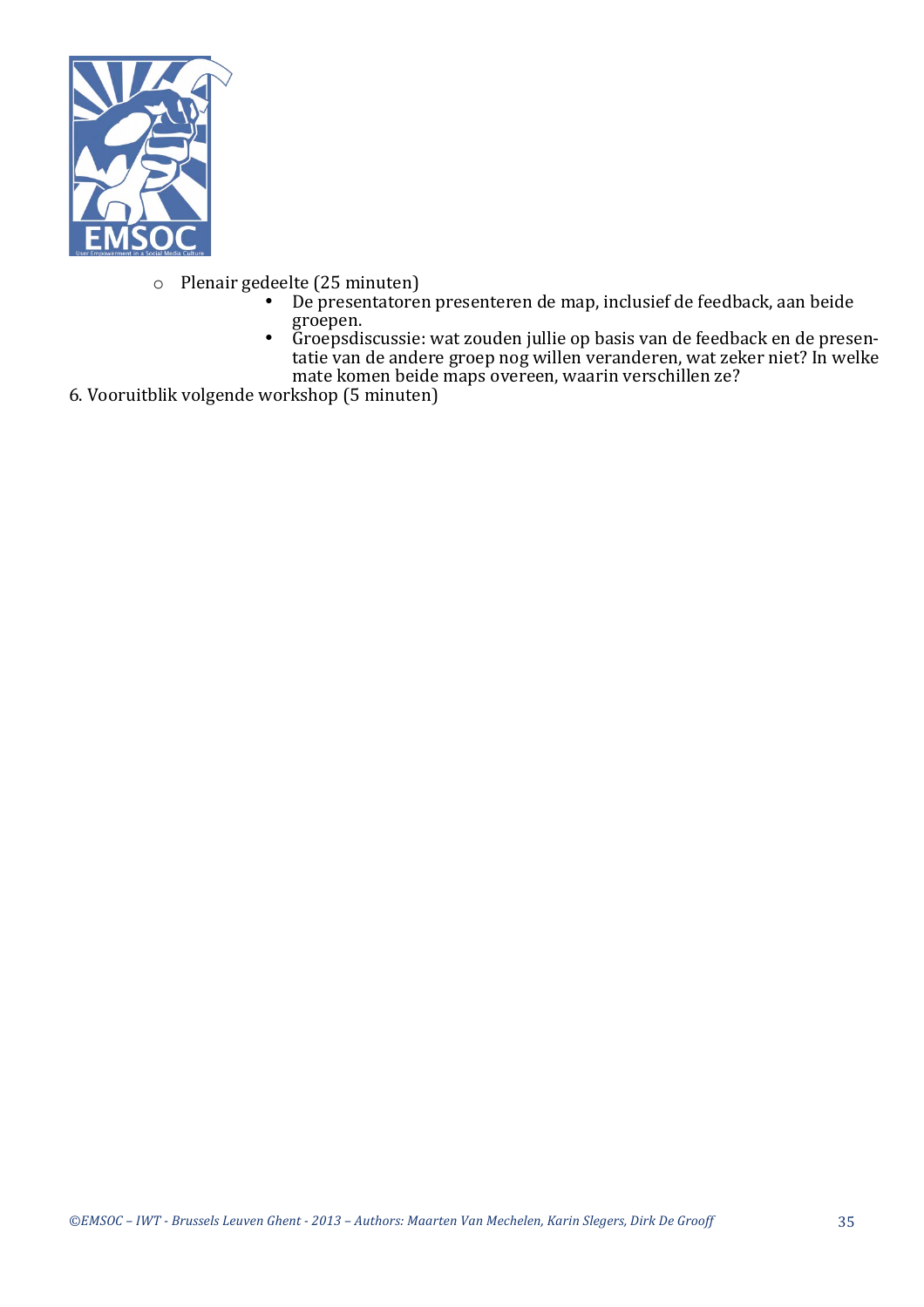- Plenair gedeelte (25 minuten)
  - De presentatoren presenteren de map, inclusief de feedback, aan beide groepen.
  - Groepsdiscussie: wat zouden jullie op basis van de feedback en de presentatie van de andere groep nog willen veranderen, wat zeker niet? In welke mate komen beide maps overeen, waarin verschillen ze?

6. Vooruitblik volgende workshop (5 minuten)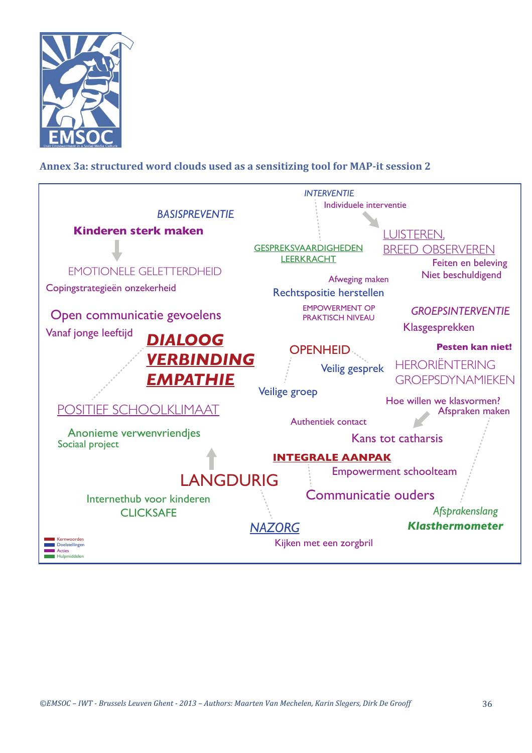### Annex 3a: structured word clouds used as a sensitizing tool for MAP-it session 2

*BASISPREVENTIE*

**Kinderen sterk maken**

EMOTIONELE GELETTERDHEID

Copingstrategieën onzekerheid

Open communicatie gevoelens

Vanaf jonge leeftijd

***DIALOOG***

***VERBINDING***

***EMPATHIE***

POSITIEF SCHOOLKLIMAAT

Anonieme verwenvriendjes

Sociaal project

LANGDURIG

Internethub voor kinderen

CLICKSAFE

*INTERVENTIE*

Individuele interventie

GESPREKSVAARDIGHEDEN LEERKRACHT

LUISTEREN, BREED OBSERVEREN

Feiten en beleving

Niet beschuldigend

Afweging maken

Rechtspositie herstellen

EMPOWERMENT OP PRAKTISCH NIVEAU

*GROEPSINTERVENTIE*

Klasgesprekken

**Pesten kan niet!**

OPENHEID

Veilig gesprek

Veilige groep

HERORIËNTERING GROEPSDYNAMIEKEN

Hoe willen we klasvormen?

Afspraken maken

Authentiek contact

Kans tot catharsis

**INTEGRALE AANPAK**

Empowerment schoolteam

Communicatie ouders

*Afsprakenslang*

***Klasthermometer***

*NAZORG*

Kijken met een zorgbril

Kernwoorden
Doelstellingen
Acties
Hulpmiddelen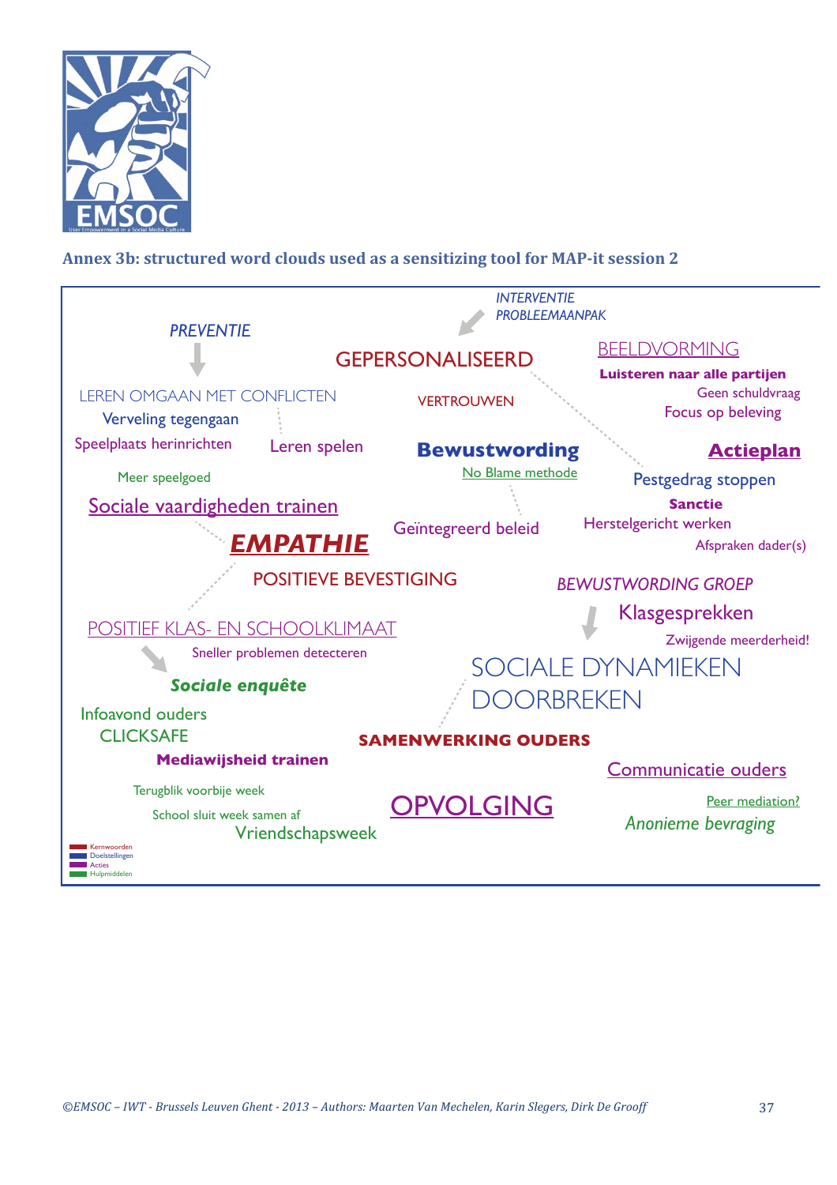## Annex 3b: structured word clouds used as a sensitizing tool for MAP-it session 2

*INTERVENTIE PROBLEEMAANPAK*

*PREVENTIE*

GEPERSONALISEERD

BEELDVORMING

**Luisteren naar alle partijen**

Geen schuldvraag

Focus op beleving

LEREN OMGAAN MET CONFLICTEN

VERTROUWEN

Verveling tegengaan

Speelplaats herinrichten

Leren spelen

**Bewustwording**

**Actieplan**

No Blame methode

Meer speelgoed

Pestgedrag stoppen

**Sanctie**

Sociale vaardigheden trainen

Geïntegreerd beleid

Herstelgericht werken

***EMPATHIE***

Afspraken dader(s)

POSITIEVE BEVESTIGING

*BEWUSTWORDING GROEP*

Klasgesprekken

POSITIEF KLAS- EN SCHOOLKLIMAAT

Zwijgende meerderheid!

Sneller problemen detecteren

SOCIALE DYNAMIEKEN DOORBREKEN

***Sociale enquête***

Infoavond ouders

CLICKSAFE

**SAMENWERKING OUDERS**

**Mediawijsheid trainen**

Communicatie ouders

Terugblik voorbije week

OPVOLGING

Peer mediation?

School sluit week samen af

*Anonieme bevraging*

Vriendschapsweek

Kernwoorden
Doelstellingen
Acties
Hulpmiddelen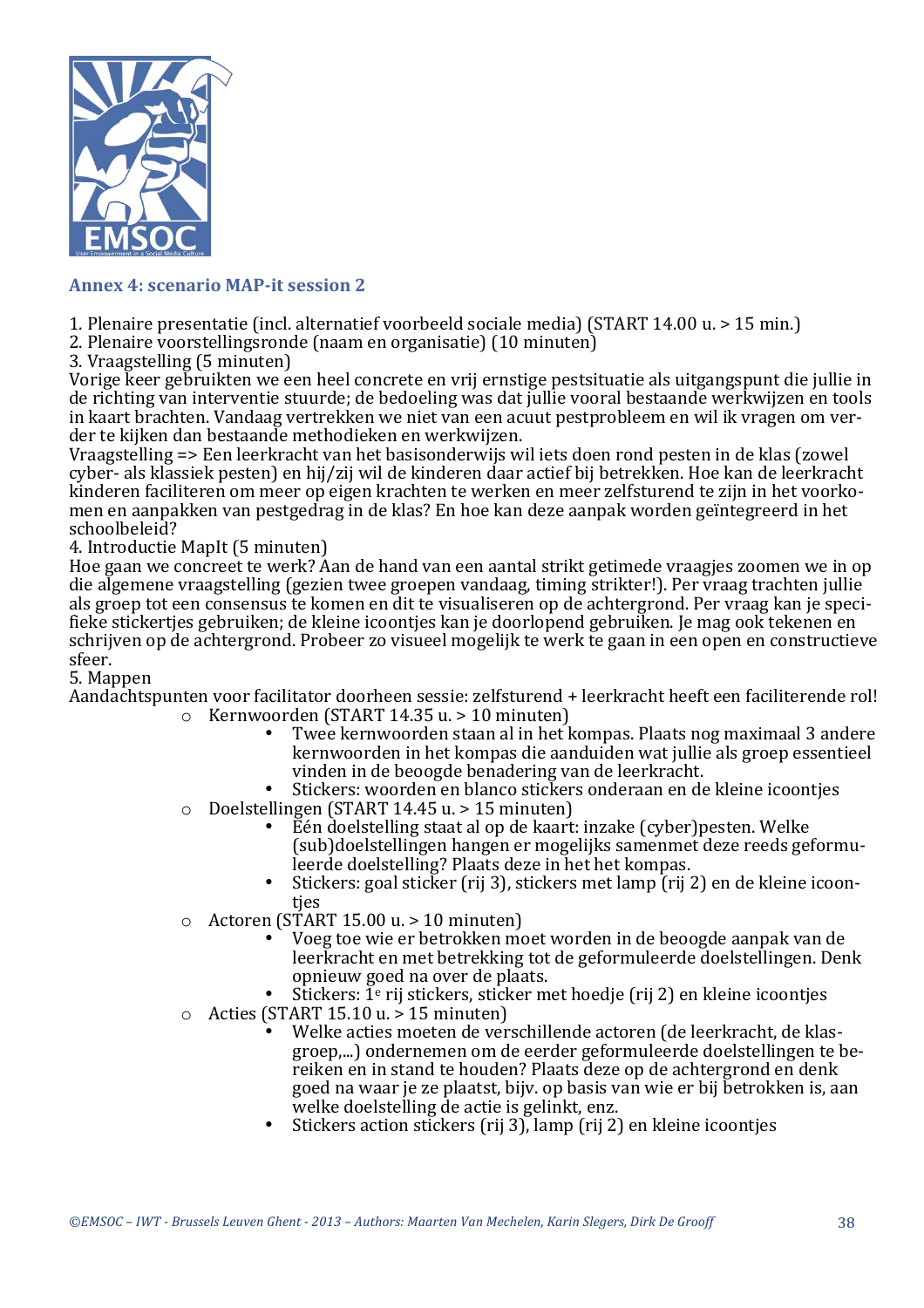## Annex 4: scenario MAP-it session 2

1. Plenaire presentatie (incl. alternatief voorbeeld sociale media) (START 14.00 u. > 15 min.)
2. Plenaire voorstellingsronde (naam en organisatie) (10 minuten)
3. Vraagstelling (5 minuten)

Vorige keer gebruikten we een heel concrete en vrij ernstige pestsituatie als uitgangspunt die jullie in de richting van interventie stuurde; de bedoeling was dat jullie vooral bestaande werkwijzen en tools in kaart brachten. Vandaag vertrekken we niet van een acuut pestprobleem en wil ik vragen om verder te kijken dan bestaande methodieken en werkwijzen.

Vraagstelling => Een leerkracht van het basisonderwijs wil iets doen rond pesten in de klas (zowel cyber- als klassiek pesten) en hij/zij wil de kinderen daar actief bij betrekken. Hoe kan de leerkracht kinderen faciliteren om meer op eigen krachten te werken en meer zelfsturend te zijn in het voorkomen en aanpakken van pestgedrag in de klas? En hoe kan deze aanpak worden geïntegreerd in het schoolbeleid?

4. Introductie MapIt (5 minuten)

Hoe gaan we concreet te werk? Aan de hand van een aantal strikt getimede vraagjes zoomen we in op die algemene vraagstelling (gezien twee groepen vandaag, timing strikter!). Per vraag trachten jullie als groep tot een consensus te komen en dit te visualiseren op de achtergrond. Per vraag kan je specifieke stickertjes gebruiken; de kleine icoontjes kan je doorlopend gebruiken. Je mag ook tekenen en schrijven op de achtergrond. Probeer zo visueel mogelijk te werk te gaan in een open en constructieve sfeer.

5. Mappen

Aandachtspunten voor facilitator doorheen sessie: zelfsturend + leerkracht heeft een faciliterende rol!

- Kernwoorden (START 14.35 u. > 10 minuten)
  - Twee kernwoorden staan al in het kompas. Plaats nog maximaal 3 andere kernwoorden in het kompas die aanduiden wat jullie als groep essentieel vinden in de beoogde benadering van de leerkracht.
  - Stickers: woorden en blanco stickers onderaan en de kleine icoontjes
- Doelstellingen (START 14.45 u. > 15 minuten)
  - Eén doelstelling staat al op de kaart: inzake (cyber)pesten. Welke (sub)doelstellingen hangen er mogelijks samenmet deze reeds geformuleerde doelstelling? Plaats deze in het het kompas.
  - Stickers: goal sticker (rij 3), stickers met lamp (rij 2) en de kleine icoontjes
- Actoren (START 15.00 u. > 10 minuten)
  - Voeg toe wie er betrokken moet worden in de beoogde aanpak van de leerkracht en met betrekking tot de geformuleerde doelstellingen. Denk opnieuw goed na over de plaats.
  - Stickers: 1e rij stickers, sticker met hoedje (rij 2) en kleine icoontjes
- Acties (START 15.10 u. > 15 minuten)
  - Welke acties moeten de verschillende actoren (de leerkracht, de klasgroep,...) ondernemen om de eerder geformuleerde doelstellingen te bereiken en in stand te houden? Plaats deze op de achtergrond en denk goed na waar je ze plaatst, bijv. op basis van wie er bij betrokken is, aan welke doelstelling de actie is gelinkt, enz.
  - Stickers action stickers (rij 3), lamp (rij 2) en kleine icoontjes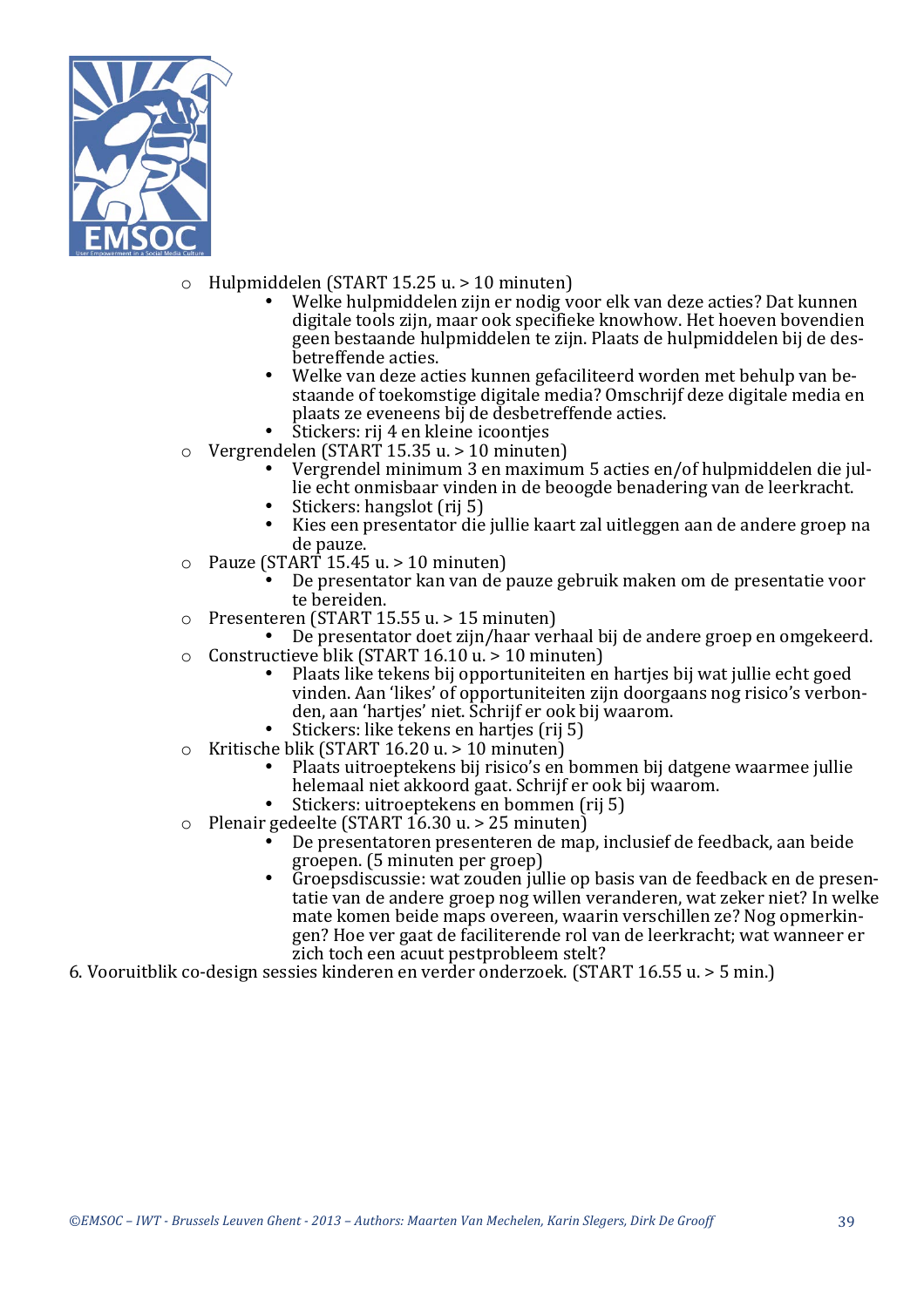- Hulpmiddelen (START 15.25 u. > 10 minuten)
    - Welke hulpmiddelen zijn er nodig voor elk van deze acties? Dat kunnen digitale tools zijn, maar ook specifieke knowhow. Het hoeven bovendien geen bestaande hulpmiddelen te zijn. Plaats de hulpmiddelen bij de desbetreffende acties.
    - Welke van deze acties kunnen gefaciliteerd worden met behulp van bestaande of toekomstige digitale media? Omschrijf deze digitale media en plaats ze eveneens bij de desbetreffende acties.
    - Stickers: rij 4 en kleine icoontjes
- Vergrendelen (START 15.35 u. > 10 minuten)
    - Vergrendel minimum 3 en maximum 5 acties en/of hulpmiddelen die jullie echt onmisbaar vinden in de beoogde benadering van de leerkracht.
    - Stickers: hangslot (rij 5)
    - Kies een presentator die jullie kaart zal uitleggen aan de andere groep na de pauze.
- Pauze (START 15.45 u. > 10 minuten)
    - De presentator kan van de pauze gebruik maken om de presentatie voor te bereiden.
- Presenteren (START 15.55 u. > 15 minuten)
    - De presentator doet zijn/haar verhaal bij de andere groep en omgekeerd.
- Constructieve blik (START 16.10 u. > 10 minuten)
    - Plaats like tekens bij opportuniteiten en hartjes bij wat jullie echt goed vinden. Aan 'likes' of opportuniteiten zijn doorgaans nog risico's verbonden, aan 'hartjes' niet. Schrijf er ook bij waarom.
    - Stickers: like tekens en hartjes (rij 5)
- Kritische blik (START 16.20 u. > 10 minuten)
    - Plaats uitroeptekens bij risico's en bommen bij datgene waarmee jullie helemaal niet akkoord gaat. Schrijf er ook bij waarom.
    - Stickers: uitroeptekens en bommen (rij 5)
- Plenair gedeelte (START 16.30 u. > 25 minuten)
    - De presentatoren presenteren de map, inclusief de feedback, aan beide groepen. (5 minuten per groep)
    - Groepsdiscussie: wat zouden jullie op basis van de feedback en de presentatie van de andere groep nog willen veranderen, wat zeker niet? In welke mate komen beide maps overeen, waarin verschillen ze? Nog opmerkingen? Hoe ver gaat de faciliterende rol van de leerkracht; wat wanneer er zich toch een acuut pestprobleem stelt?

6. Vooruitblik co-design sessies kinderen en verder onderzoek. (START 16.55 u. > 5 min.)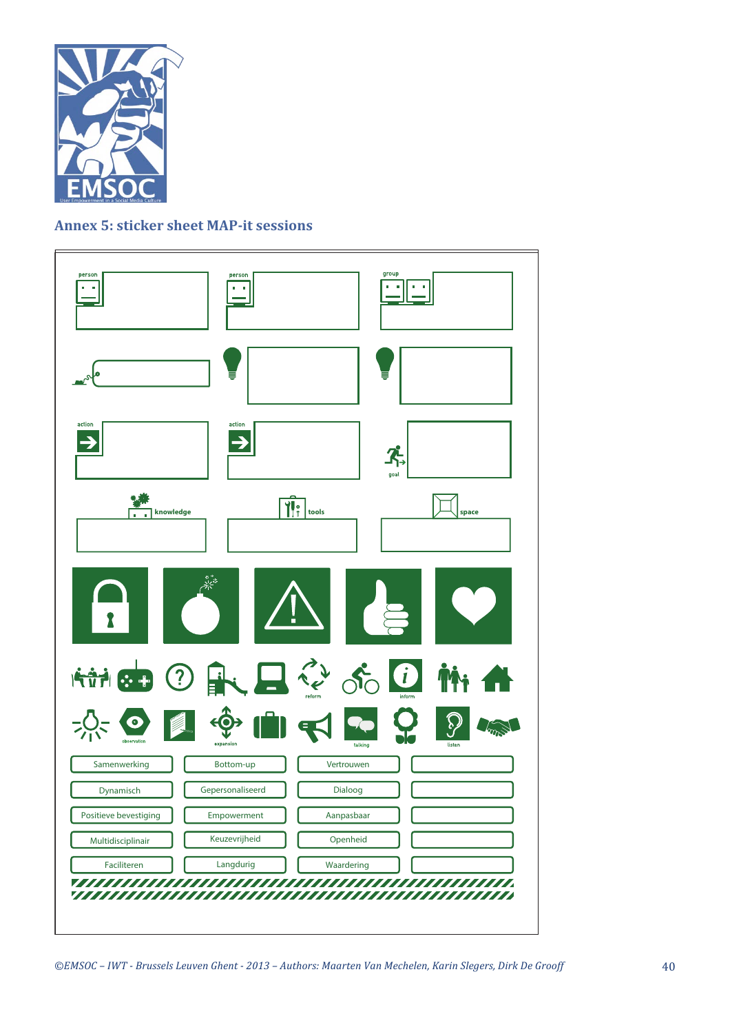## Annex 5: sticker sheet MAP-it sessions

person

person

group

action

action

goal

knowledge

tools

space

reform

inform

observation

expansion

talking

listen

| | | | |
|---|---|---|---|
| Samenwerking | Bottom-up | Vertrouwen | |
| Dynamisch | Gepersonaliseerd | Dialoog | |
| Positieve bevestiging | Empowerment | Aanpasbaar | |
| Multidisciplinair | Keuzevrijheid | Openheid | |
| Faciliteren | Langdurig | Waardering | |

*©EMSOC – IWT - Brussels Leuven Ghent - 2013 – Authors: Maarten Van Mechelen, Karin Slegers, Dirk De Grooff*